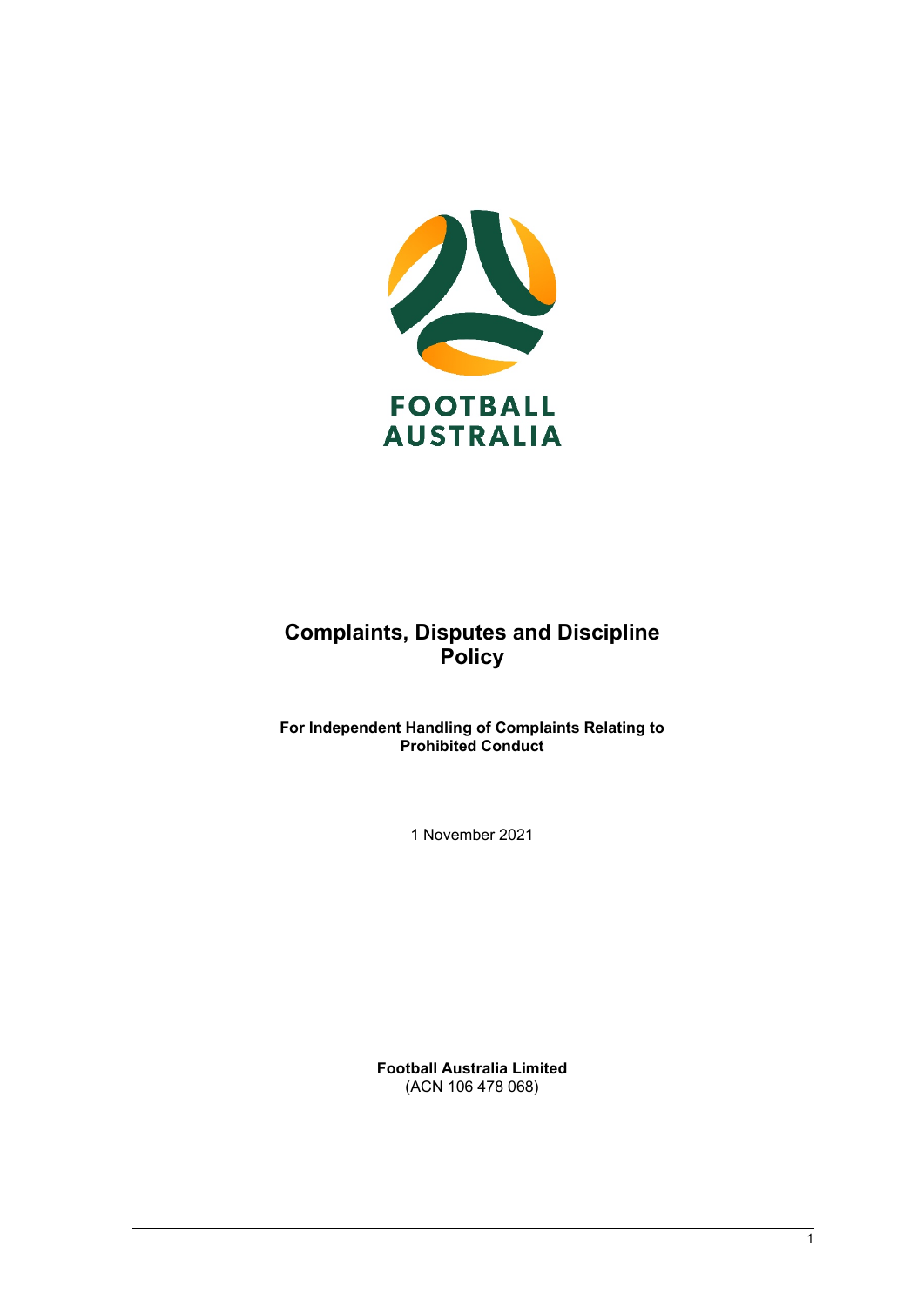FOOTBALL AUSTRALIA

# Complaints, Disputes and Discipline Policy

**For Independent Handling of Complaints Relating to Prohibited Conduct**

1 November 2021

**Football Australia Limited**
(ACN 106 478 068)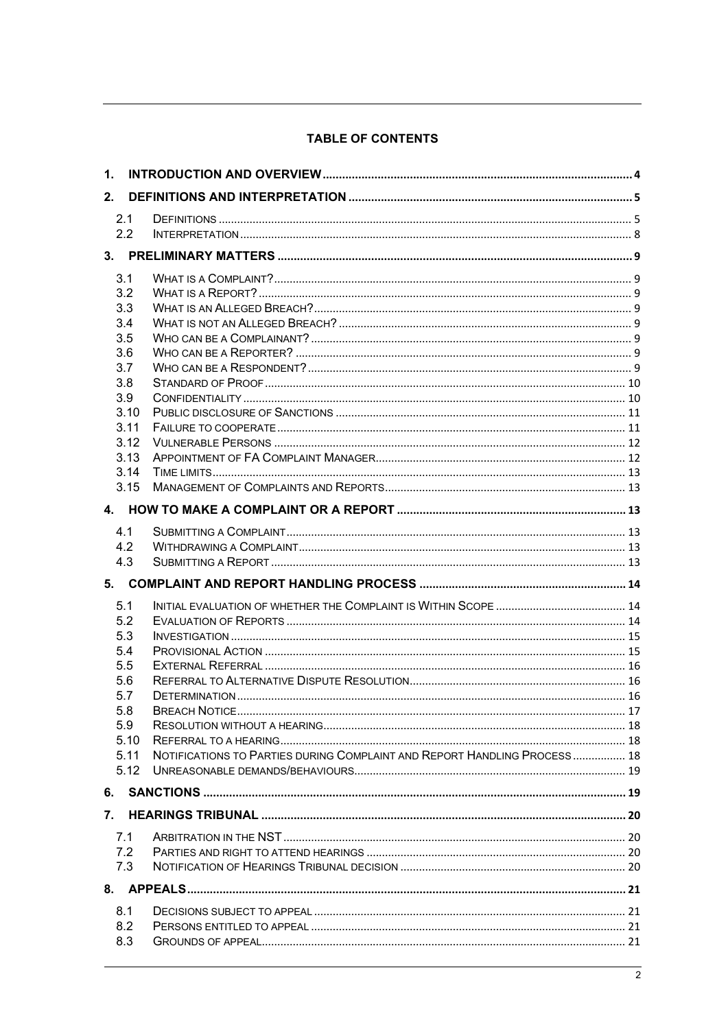**TABLE OF CONTENTS**

1. INTRODUCTION AND OVERVIEW ..... 4
2. DEFINITIONS AND INTERPRETATION ..... 5
   - 2.1 DEFINITIONS ..... 5
   - 2.2 INTERPRETATION ..... 8
3. PRELIMINARY MATTERS ..... 9
   - 3.1 WHAT IS A COMPLAINT? ..... 9
   - 3.2 WHAT IS A REPORT? ..... 9
   - 3.3 WHAT IS AN ALLEGED BREACH? ..... 9
   - 3.4 WHAT IS NOT AN ALLEGED BREACH? ..... 9
   - 3.5 WHO CAN BE A COMPLAINANT? ..... 9
   - 3.6 WHO CAN BE A REPORTER? ..... 9
   - 3.7 WHO CAN BE A RESPONDENT? ..... 9
   - 3.8 STANDARD OF PROOF ..... 10
   - 3.9 CONFIDENTIALITY ..... 10
   - 3.10 PUBLIC DISCLOSURE OF SANCTIONS ..... 11
   - 3.11 FAILURE TO COOPERATE ..... 11
   - 3.12 VULNERABLE PERSONS ..... 12
   - 3.13 APPOINTMENT OF FA COMPLAINT MANAGER ..... 12
   - 3.14 TIME LIMITS ..... 13
   - 3.15 MANAGEMENT OF COMPLAINTS AND REPORTS ..... 13
4. HOW TO MAKE A COMPLAINT OR A REPORT ..... 13
   - 4.1 SUBMITTING A COMPLAINT ..... 13
   - 4.2 WITHDRAWING A COMPLAINT ..... 13
   - 4.3 SUBMITTING A REPORT ..... 13
5. COMPLAINT AND REPORT HANDLING PROCESS ..... 14
   - 5.1 INITIAL EVALUATION OF WHETHER THE COMPLAINT IS WITHIN SCOPE ..... 14
   - 5.2 EVALUATION OF REPORTS ..... 14
   - 5.3 INVESTIGATION ..... 15
   - 5.4 PROVISIONAL ACTION ..... 15
   - 5.5 EXTERNAL REFERRAL ..... 16
   - 5.6 REFERRAL TO ALTERNATIVE DISPUTE RESOLUTION ..... 16
   - 5.7 DETERMINATION ..... 16
   - 5.8 BREACH NOTICE ..... 17
   - 5.9 RESOLUTION WITHOUT A HEARING ..... 18
   - 5.10 REFERRAL TO A HEARING ..... 18
   - 5.11 NOTIFICATIONS TO PARTIES DURING COMPLAINT AND REPORT HANDLING PROCESS ..... 18
   - 5.12 UNREASONABLE DEMANDS/BEHAVIOURS ..... 19
6. SANCTIONS ..... 19
7. HEARINGS TRIBUNAL ..... 20
   - 7.1 ARBITRATION IN THE NST ..... 20
   - 7.2 PARTIES AND RIGHT TO ATTEND HEARINGS ..... 20
   - 7.3 NOTIFICATION OF HEARINGS TRIBUNAL DECISION ..... 20
8. APPEALS ..... 21
   - 8.1 DECISIONS SUBJECT TO APPEAL ..... 21
   - 8.2 PERSONS ENTITLED TO APPEAL ..... 21
   - 8.3 GROUNDS OF APPEAL ..... 21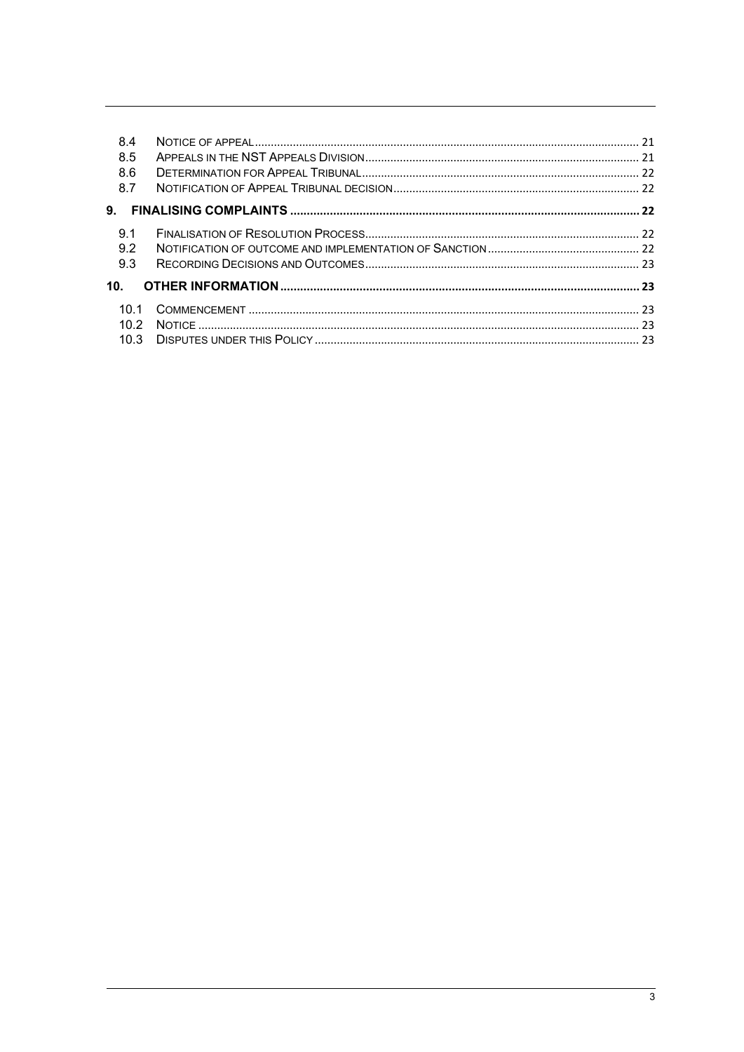| | | |
|---|---|---|
| 8.4 | NOTICE OF APPEAL | 21 |
| 8.5 | APPEALS IN THE NST APPEALS DIVISION | 21 |
| 8.6 | DETERMINATION FOR APPEAL TRIBUNAL | 22 |
| 8.7 | NOTIFICATION OF APPEAL TRIBUNAL DECISION | 22 |
| **9.** | **FINALISING COMPLAINTS** | **22** |
| 9.1 | FINALISATION OF RESOLUTION PROCESS | 22 |
| 9.2 | NOTIFICATION OF OUTCOME AND IMPLEMENTATION OF SANCTION | 22 |
| 9.3 | RECORDING DECISIONS AND OUTCOMES | 23 |
| **10.** | **OTHER INFORMATION** | **23** |
| 10.1 | COMMENCEMENT | 23 |
| 10.2 | NOTICE | 23 |
| 10.3 | DISPUTES UNDER THIS POLICY | 23 |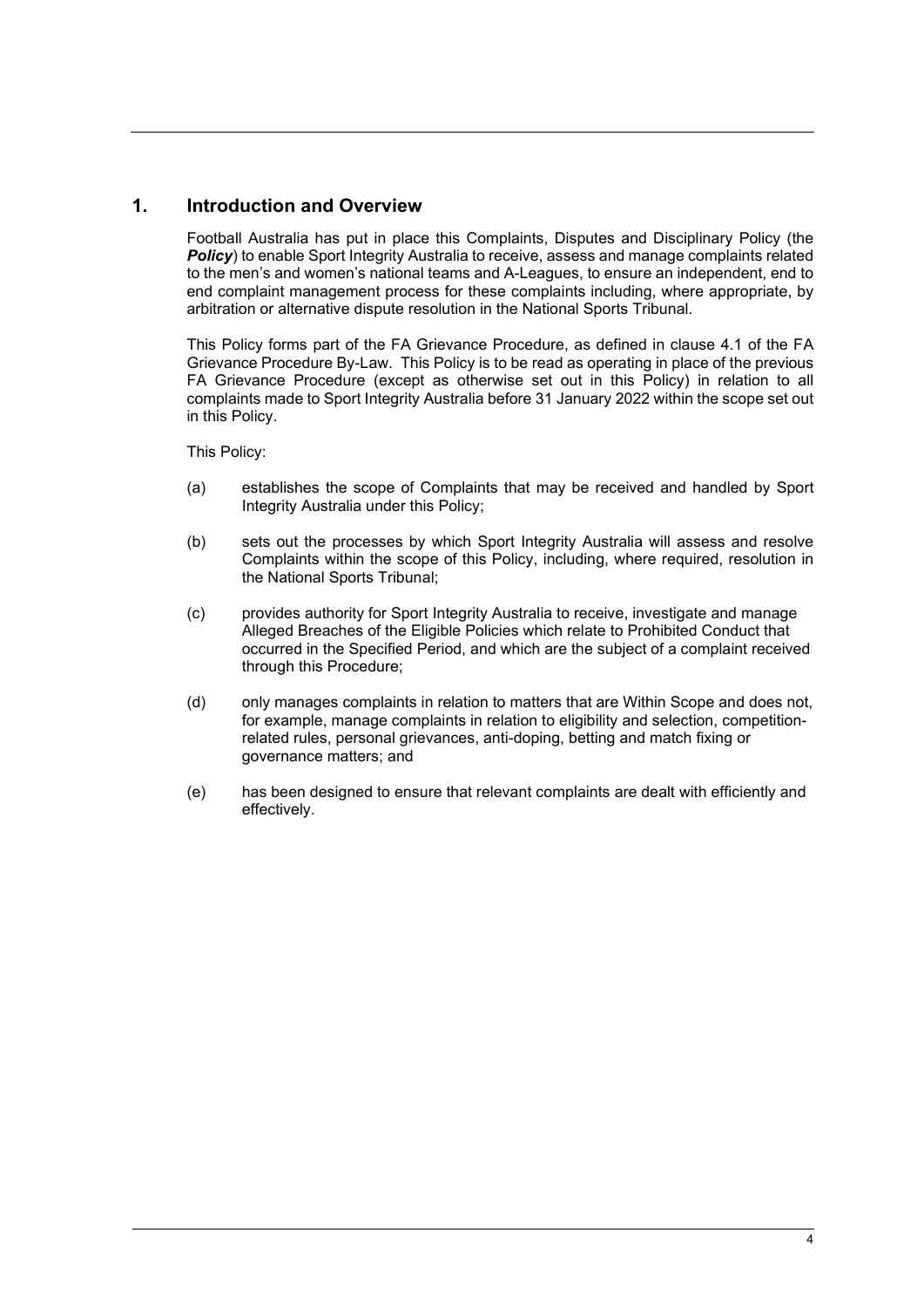# 1. Introduction and Overview

Football Australia has put in place this Complaints, Disputes and Disciplinary Policy (the ***Policy***) to enable Sport Integrity Australia to receive, assess and manage complaints related to the men's and women's national teams and A-Leagues, to ensure an independent, end to end complaint management process for these complaints including, where appropriate, by arbitration or alternative dispute resolution in the National Sports Tribunal.

This Policy forms part of the FA Grievance Procedure, as defined in clause 4.1 of the FA Grievance Procedure By-Law. This Policy is to be read as operating in place of the previous FA Grievance Procedure (except as otherwise set out in this Policy) in relation to all complaints made to Sport Integrity Australia before 31 January 2022 within the scope set out in this Policy.

This Policy:

(a) establishes the scope of Complaints that may be received and handled by Sport Integrity Australia under this Policy;

(b) sets out the processes by which Sport Integrity Australia will assess and resolve Complaints within the scope of this Policy, including, where required, resolution in the National Sports Tribunal;

(c) provides authority for Sport Integrity Australia to receive, investigate and manage Alleged Breaches of the Eligible Policies which relate to Prohibited Conduct that occurred in the Specified Period, and which are the subject of a complaint received through this Procedure;

(d) only manages complaints in relation to matters that are Within Scope and does not, for example, manage complaints in relation to eligibility and selection, competition-related rules, personal grievances, anti-doping, betting and match fixing or governance matters; and

(e) has been designed to ensure that relevant complaints are dealt with efficiently and effectively.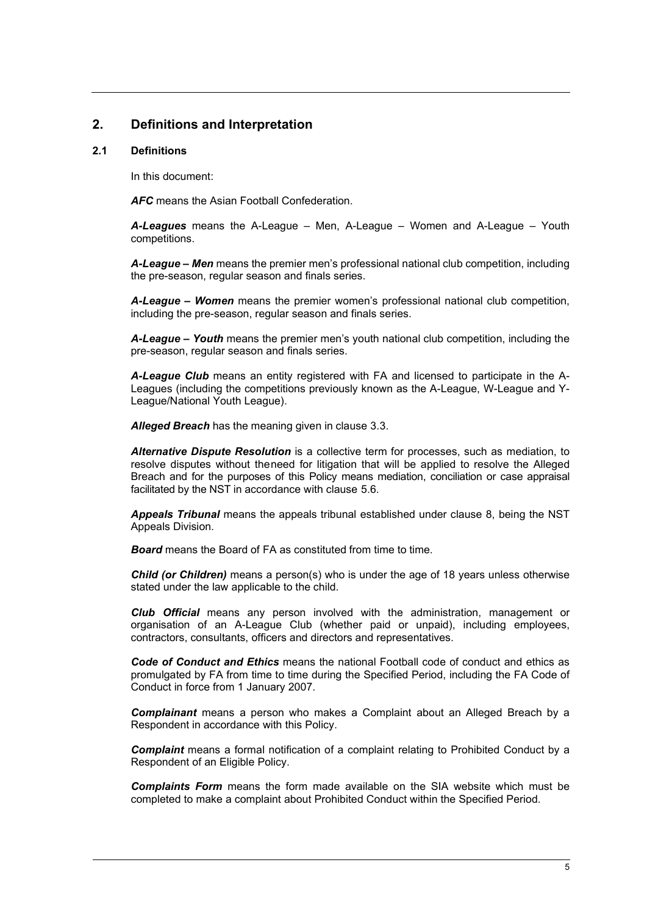## 2. Definitions and Interpretation

### 2.1 Definitions

In this document:

***AFC*** means the Asian Football Confederation.

***A-Leagues*** means the A-League – Men, A-League – Women and A-League – Youth competitions.

***A-League – Men*** means the premier men's professional national club competition, including the pre-season, regular season and finals series.

***A-League – Women*** means the premier women's professional national club competition, including the pre-season, regular season and finals series.

***A-League – Youth*** means the premier men's youth national club competition, including the pre-season, regular season and finals series.

***A-League Club*** means an entity registered with FA and licensed to participate in the A-Leagues (including the competitions previously known as the A-League, W-League and Y-League/National Youth League).

***Alleged Breach*** has the meaning given in clause 3.3.

***Alternative Dispute Resolution*** is a collective term for processes, such as mediation, to resolve disputes without theneed for litigation that will be applied to resolve the Alleged Breach and for the purposes of this Policy means mediation, conciliation or case appraisal facilitated by the NST in accordance with clause 5.6.

***Appeals Tribunal*** means the appeals tribunal established under clause 8, being the NST Appeals Division.

***Board*** means the Board of FA as constituted from time to time.

***Child (or Children)*** means a person(s) who is under the age of 18 years unless otherwise stated under the law applicable to the child.

***Club Official*** means any person involved with the administration, management or organisation of an A-League Club (whether paid or unpaid), including employees, contractors, consultants, officers and directors and representatives.

***Code of Conduct and Ethics*** means the national Football code of conduct and ethics as promulgated by FA from time to time during the Specified Period, including the FA Code of Conduct in force from 1 January 2007.

***Complainant*** means a person who makes a Complaint about an Alleged Breach by a Respondent in accordance with this Policy.

***Complaint*** means a formal notification of a complaint relating to Prohibited Conduct by a Respondent of an Eligible Policy.

***Complaints Form*** means the form made available on the SIA website which must be completed to make a complaint about Prohibited Conduct within the Specified Period.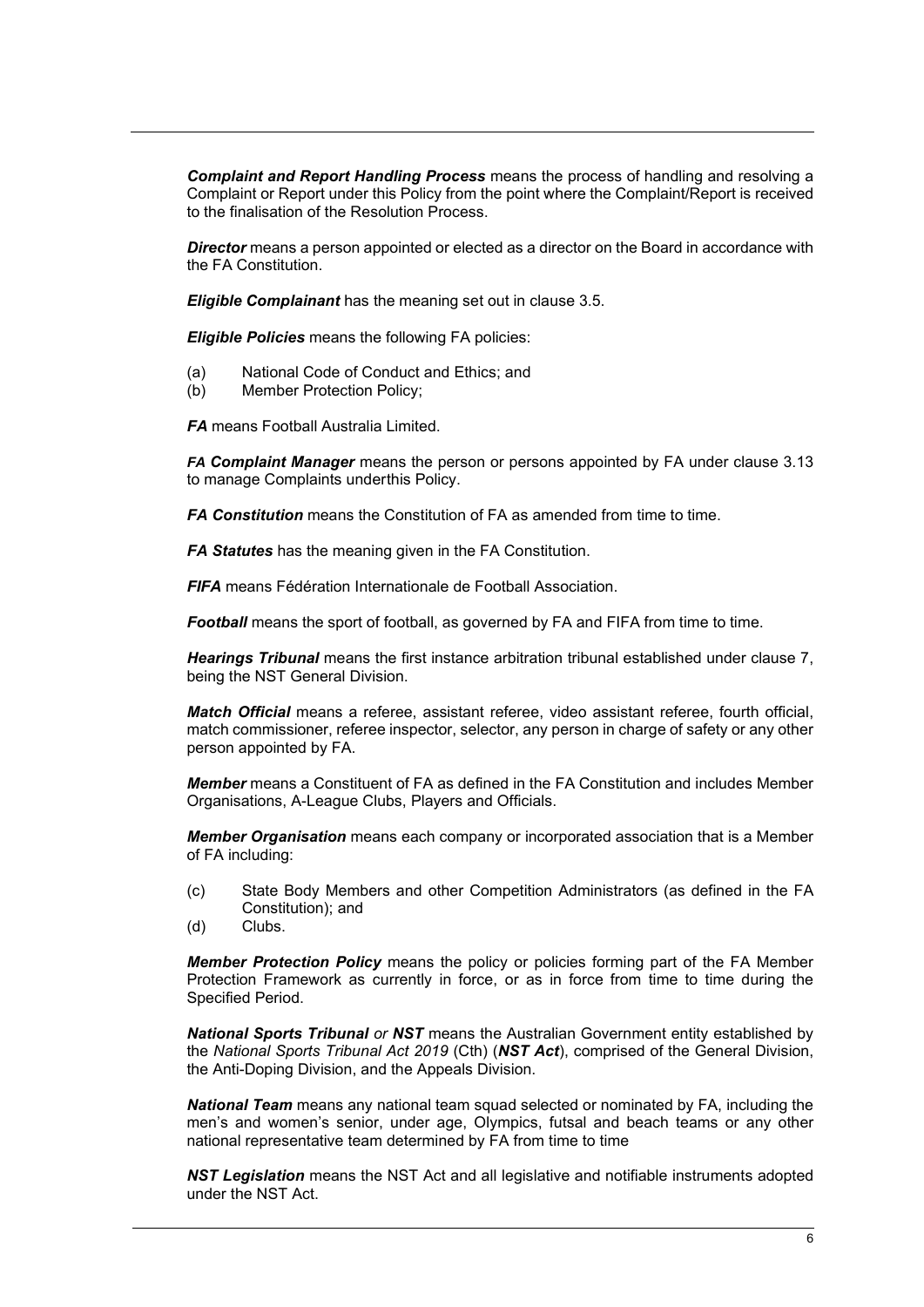***Complaint and Report Handling Process*** means the process of handling and resolving a Complaint or Report under this Policy from the point where the Complaint/Report is received to the finalisation of the Resolution Process.

***Director*** means a person appointed or elected as a director on the Board in accordance with the FA Constitution.

***Eligible Complainant*** has the meaning set out in clause 3.5.

***Eligible Policies*** means the following FA policies:

(a) National Code of Conduct and Ethics; and
(b) Member Protection Policy;

***FA*** means Football Australia Limited.

***FA Complaint Manager*** means the person or persons appointed by FA under clause 3.13 to manage Complaints underthis Policy.

***FA Constitution*** means the Constitution of FA as amended from time to time.

***FA Statutes*** has the meaning given in the FA Constitution.

***FIFA*** means Fédération Internationale de Football Association.

***Football*** means the sport of football, as governed by FA and FIFA from time to time.

***Hearings Tribunal*** means the first instance arbitration tribunal established under clause 7, being the NST General Division.

***Match Official*** means a referee, assistant referee, video assistant referee, fourth official, match commissioner, referee inspector, selector, any person in charge of safety or any other person appointed by FA.

***Member*** means a Constituent of FA as defined in the FA Constitution and includes Member Organisations, A-League Clubs, Players and Officials.

***Member Organisation*** means each company or incorporated association that is a Member of FA including:

(c) State Body Members and other Competition Administrators (as defined in the FA Constitution); and
(d) Clubs.

***Member Protection Policy*** means the policy or policies forming part of the FA Member Protection Framework as currently in force, or as in force from time to time during the Specified Period.

***National Sports Tribunal** or **NST*** means the Australian Government entity established by the *National Sports Tribunal Act 2019* (Cth) (***NST Act***), comprised of the General Division, the Anti-Doping Division, and the Appeals Division.

***National Team*** means any national team squad selected or nominated by FA, including the men's and women's senior, under age, Olympics, futsal and beach teams or any other national representative team determined by FA from time to time

***NST Legislation*** means the NST Act and all legislative and notifiable instruments adopted under the NST Act.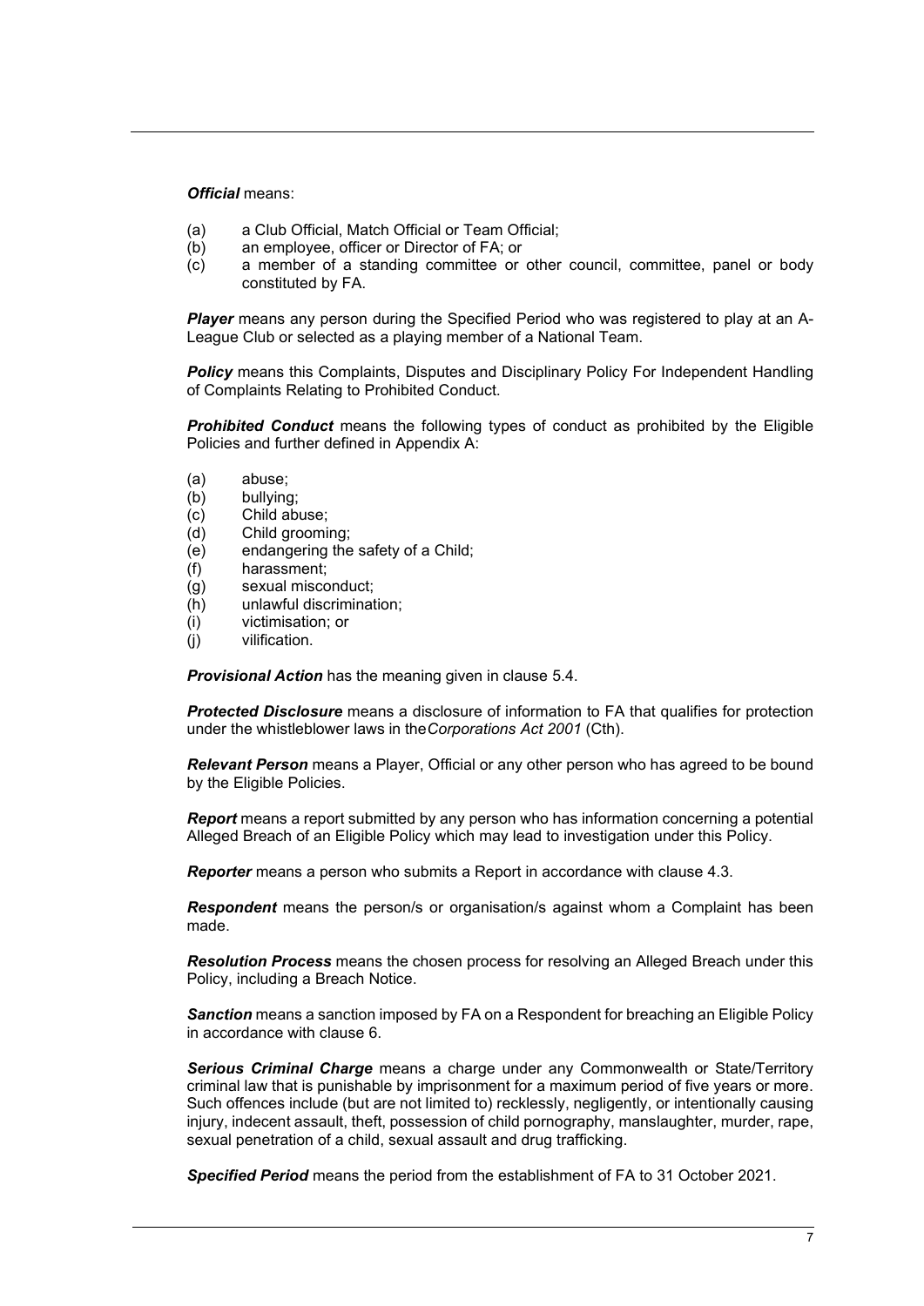***Official*** means:

(a) a Club Official, Match Official or Team Official;
(b) an employee, officer or Director of FA; or
(c) a member of a standing committee or other council, committee, panel or body constituted by FA.

***Player*** means any person during the Specified Period who was registered to play at an A-League Club or selected as a playing member of a National Team.

***Policy*** means this Complaints, Disputes and Disciplinary Policy For Independent Handling of Complaints Relating to Prohibited Conduct.

***Prohibited Conduct*** means the following types of conduct as prohibited by the Eligible Policies and further defined in Appendix A:

(a) abuse;
(b) bullying;
(c) Child abuse;
(d) Child grooming;
(e) endangering the safety of a Child;
(f) harassment;
(g) sexual misconduct;
(h) unlawful discrimination;
(i) victimisation; or
(j) vilification.

***Provisional Action*** has the meaning given in clause 5.4.

***Protected Disclosure*** means a disclosure of information to FA that qualifies for protection under the whistleblower laws in the *Corporations Act 2001* (Cth).

***Relevant Person*** means a Player, Official or any other person who has agreed to be bound by the Eligible Policies.

***Report*** means a report submitted by any person who has information concerning a potential Alleged Breach of an Eligible Policy which may lead to investigation under this Policy.

***Reporter*** means a person who submits a Report in accordance with clause 4.3.

***Respondent*** means the person/s or organisation/s against whom a Complaint has been made.

***Resolution Process*** means the chosen process for resolving an Alleged Breach under this Policy, including a Breach Notice.

***Sanction*** means a sanction imposed by FA on a Respondent for breaching an Eligible Policy in accordance with clause 6.

***Serious Criminal Charge*** means a charge under any Commonwealth or State/Territory criminal law that is punishable by imprisonment for a maximum period of five years or more. Such offences include (but are not limited to) recklessly, negligently, or intentionally causing injury, indecent assault, theft, possession of child pornography, manslaughter, murder, rape, sexual penetration of a child, sexual assault and drug trafficking.

***Specified Period*** means the period from the establishment of FA to 31 October 2021.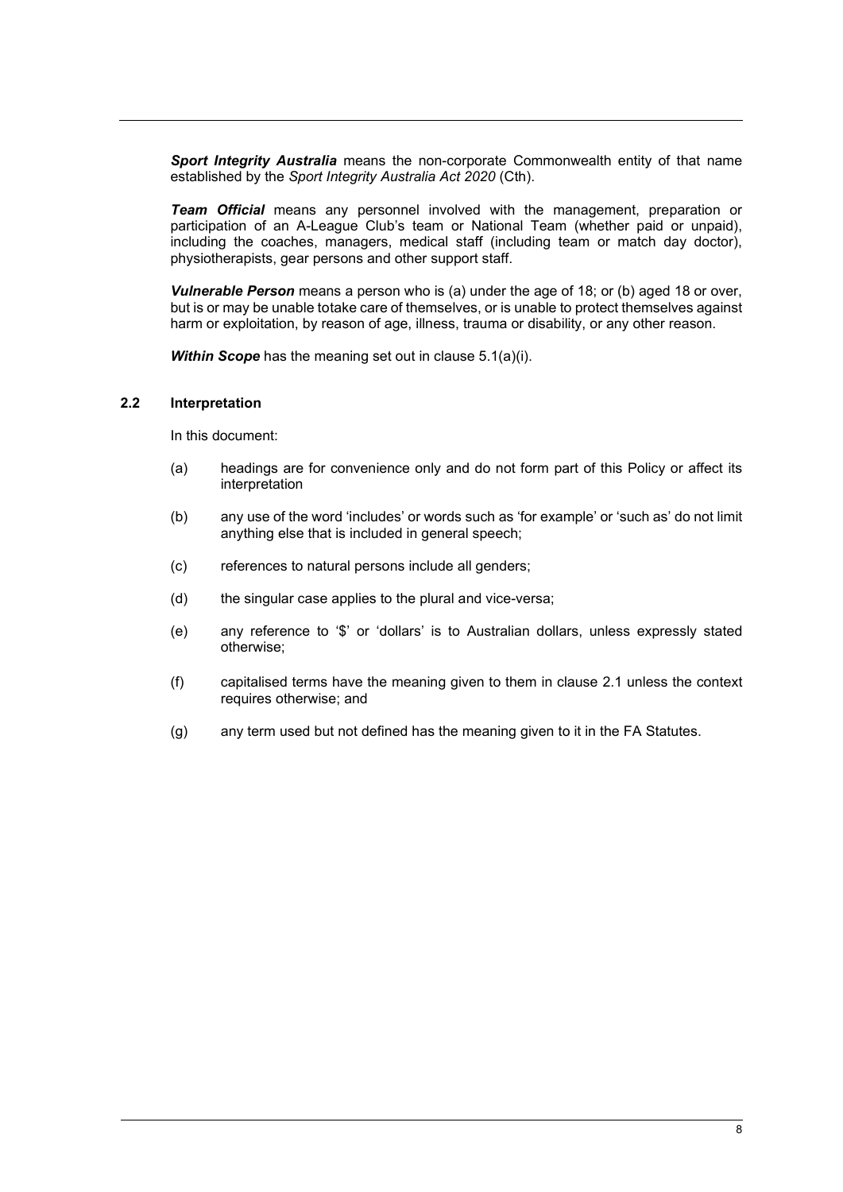***Sport Integrity Australia*** means the non-corporate Commonwealth entity of that name established by the *Sport Integrity Australia Act 2020* (Cth).

***Team Official*** means any personnel involved with the management, preparation or participation of an A-League Club's team or National Team (whether paid or unpaid), including the coaches, managers, medical staff (including team or match day doctor), physiotherapists, gear persons and other support staff.

***Vulnerable Person*** means a person who is (a) under the age of 18; or (b) aged 18 or over, but is or may be unable totake care of themselves, or is unable to protect themselves against harm or exploitation, by reason of age, illness, trauma or disability, or any other reason.

***Within Scope*** has the meaning set out in clause 5.1(a)(i).

### 2.2 Interpretation

In this document:

(a) headings are for convenience only and do not form part of this Policy or affect its interpretation

(b) any use of the word 'includes' or words such as 'for example' or 'such as' do not limit anything else that is included in general speech;

(c) references to natural persons include all genders;

(d) the singular case applies to the plural and vice-versa;

(e) any reference to '$' or 'dollars' is to Australian dollars, unless expressly stated otherwise;

(f) capitalised terms have the meaning given to them in clause 2.1 unless the context requires otherwise; and

(g) any term used but not defined has the meaning given to it in the FA Statutes.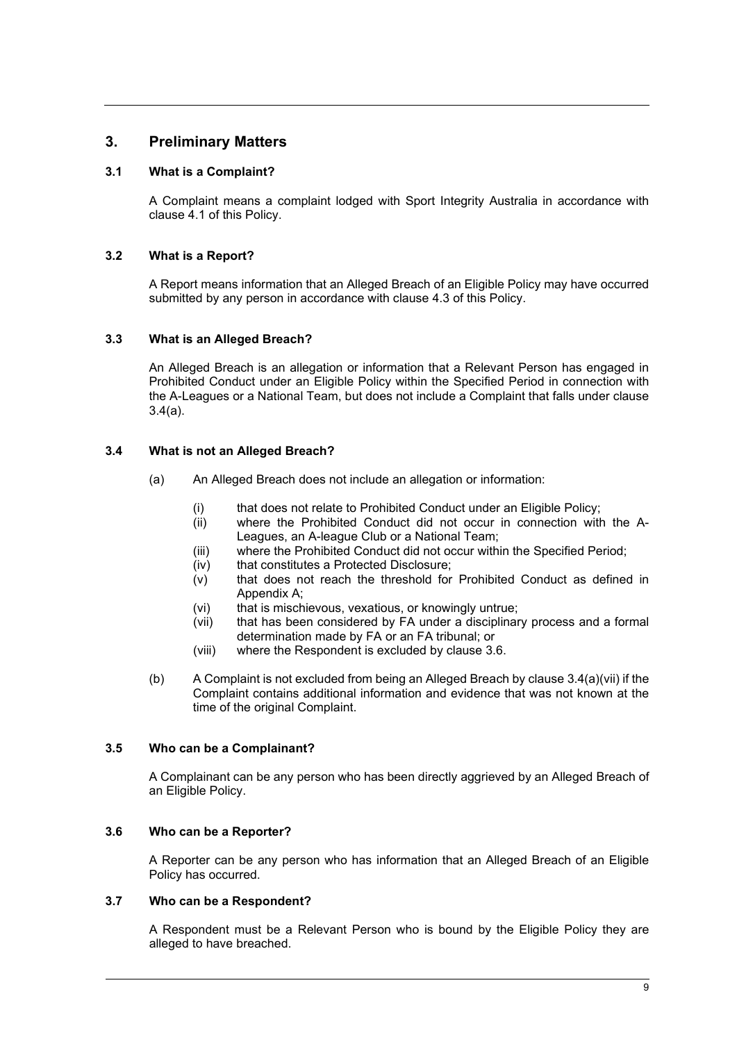## 3. Preliminary Matters

### 3.1 What is a Complaint?

A Complaint means a complaint lodged with Sport Integrity Australia in accordance with clause 4.1 of this Policy.

### 3.2 What is a Report?

A Report means information that an Alleged Breach of an Eligible Policy may have occurred submitted by any person in accordance with clause 4.3 of this Policy.

### 3.3 What is an Alleged Breach?

An Alleged Breach is an allegation or information that a Relevant Person has engaged in Prohibited Conduct under an Eligible Policy within the Specified Period in connection with the A-Leagues or a National Team, but does not include a Complaint that falls under clause 3.4(a).

### 3.4 What is not an Alleged Breach?

(a) An Alleged Breach does not include an allegation or information:

(i) that does not relate to Prohibited Conduct under an Eligible Policy;
(ii) where the Prohibited Conduct did not occur in connection with the A-Leagues, an A-league Club or a National Team;
(iii) where the Prohibited Conduct did not occur within the Specified Period;
(iv) that constitutes a Protected Disclosure;
(v) that does not reach the threshold for Prohibited Conduct as defined in Appendix A;
(vi) that is mischievous, vexatious, or knowingly untrue;
(vii) that has been considered by FA under a disciplinary process and a formal determination made by FA or an FA tribunal; or
(viii) where the Respondent is excluded by clause 3.6.

(b) A Complaint is not excluded from being an Alleged Breach by clause 3.4(a)(vii) if the Complaint contains additional information and evidence that was not known at the time of the original Complaint.

### 3.5 Who can be a Complainant?

A Complainant can be any person who has been directly aggrieved by an Alleged Breach of an Eligible Policy.

### 3.6 Who can be a Reporter?

A Reporter can be any person who has information that an Alleged Breach of an Eligible Policy has occurred.

### 3.7 Who can be a Respondent?

A Respondent must be a Relevant Person who is bound by the Eligible Policy they are alleged to have breached.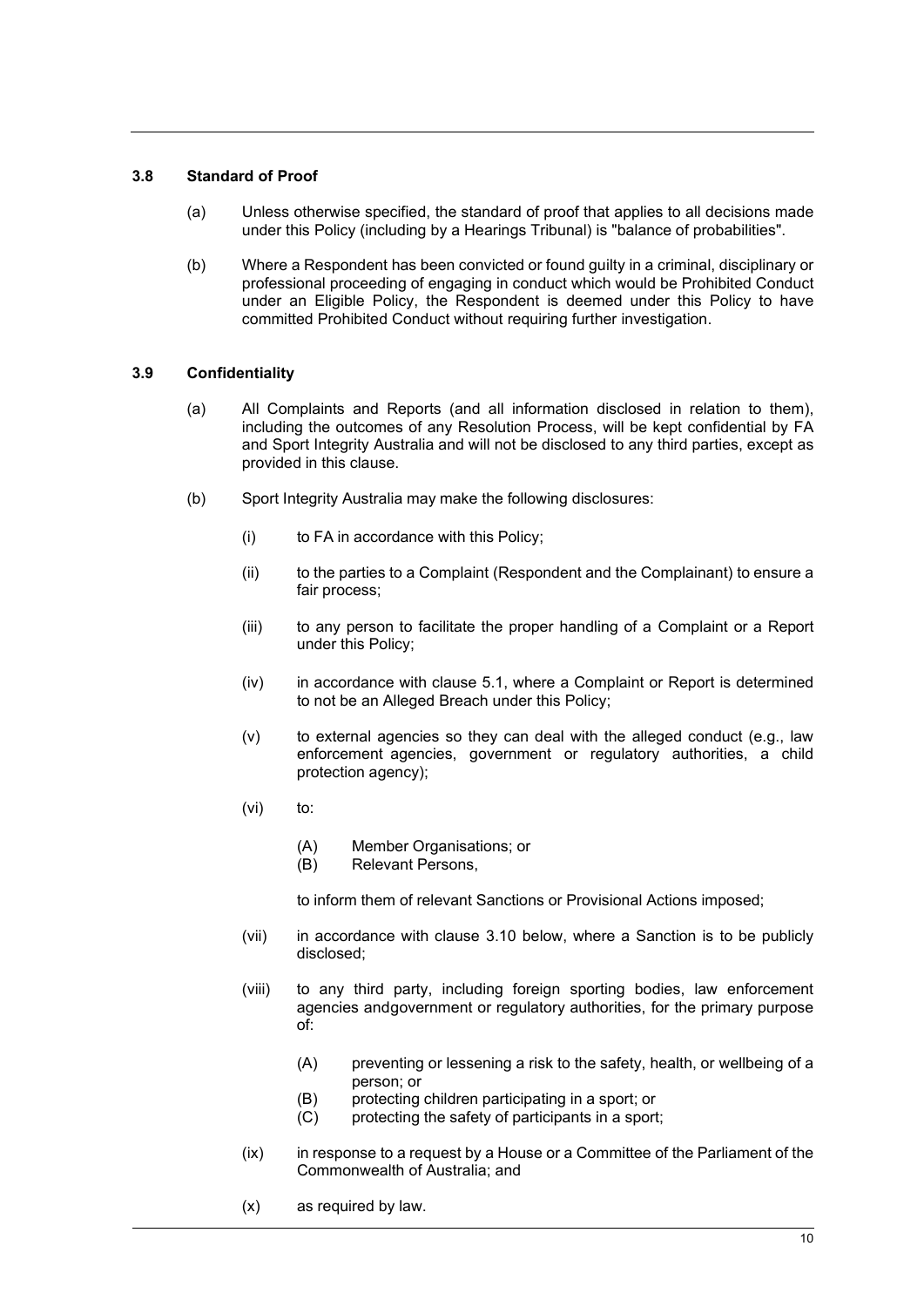### 3.8 Standard of Proof

(a) Unless otherwise specified, the standard of proof that applies to all decisions made under this Policy (including by a Hearings Tribunal) is "balance of probabilities".

(b) Where a Respondent has been convicted or found guilty in a criminal, disciplinary or professional proceeding of engaging in conduct which would be Prohibited Conduct under an Eligible Policy, the Respondent is deemed under this Policy to have committed Prohibited Conduct without requiring further investigation.

### 3.9 Confidentiality

(a) All Complaints and Reports (and all information disclosed in relation to them), including the outcomes of any Resolution Process, will be kept confidential by FA and Sport Integrity Australia and will not be disclosed to any third parties, except as provided in this clause.

(b) Sport Integrity Australia may make the following disclosures:

- (i) to FA in accordance with this Policy;
- (ii) to the parties to a Complaint (Respondent and the Complainant) to ensure a fair process;
- (iii) to any person to facilitate the proper handling of a Complaint or a Report under this Policy;
- (iv) in accordance with clause 5.1, where a Complaint or Report is determined to not be an Alleged Breach under this Policy;
- (v) to external agencies so they can deal with the alleged conduct (e.g., law enforcement agencies, government or regulatory authorities, a child protection agency);
- (vi) to:
  - (A) Member Organisations; or
  - (B) Relevant Persons,

  to inform them of relevant Sanctions or Provisional Actions imposed;
- (vii) in accordance with clause 3.10 below, where a Sanction is to be publicly disclosed;
- (viii) to any third party, including foreign sporting bodies, law enforcement agencies andgovernment or regulatory authorities, for the primary purpose of:
  - (A) preventing or lessening a risk to the safety, health, or wellbeing of a person; or
  - (B) protecting children participating in a sport; or
  - (C) protecting the safety of participants in a sport;
- (ix) in response to a request by a House or a Committee of the Parliament of the Commonwealth of Australia; and
- (x) as required by law.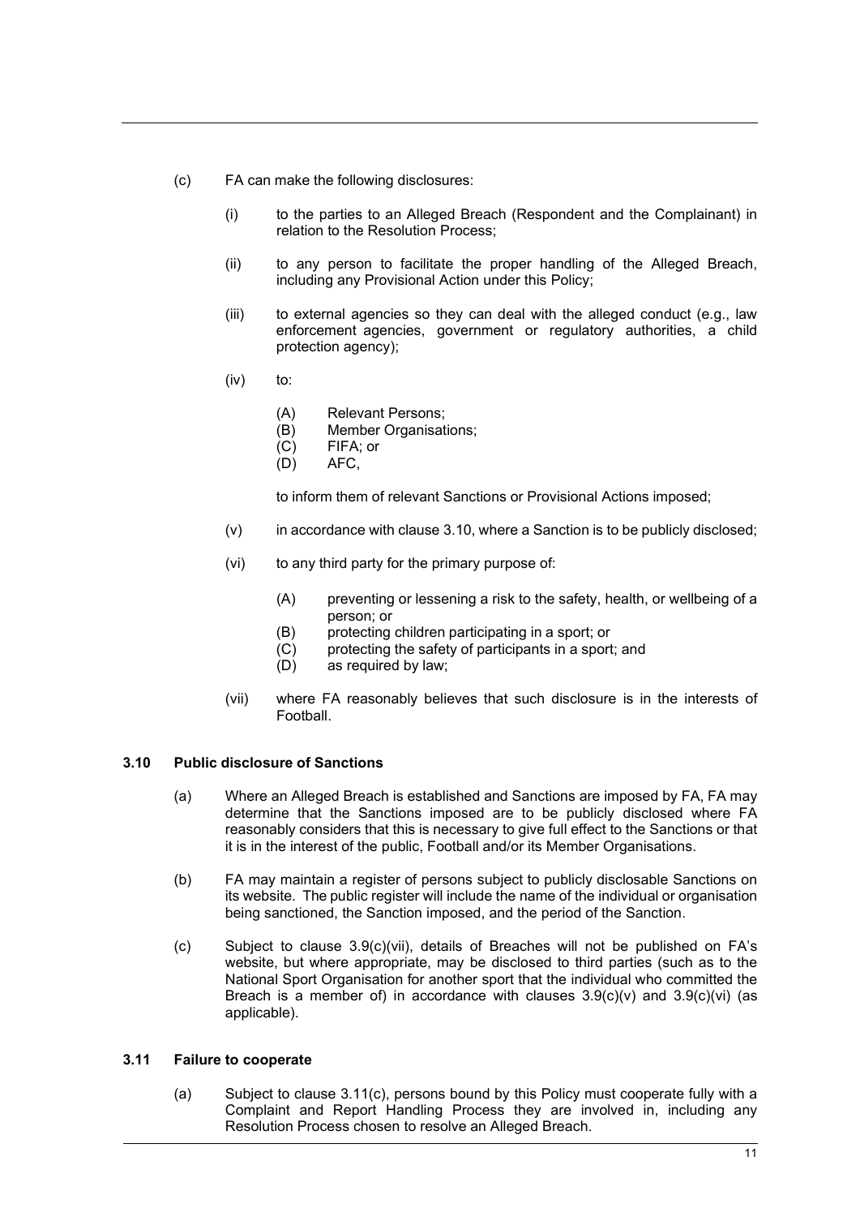(c) FA can make the following disclosures:

  (i) to the parties to an Alleged Breach (Respondent and the Complainant) in relation to the Resolution Process;

  (ii) to any person to facilitate the proper handling of the Alleged Breach, including any Provisional Action under this Policy;

  (iii) to external agencies so they can deal with the alleged conduct (e.g., law enforcement agencies, government or regulatory authorities, a child protection agency);

  (iv) to:

    (A) Relevant Persons;
    (B) Member Organisations;
    (C) FIFA; or
    (D) AFC,

    to inform them of relevant Sanctions or Provisional Actions imposed;

  (v) in accordance with clause 3.10, where a Sanction is to be publicly disclosed;

  (vi) to any third party for the primary purpose of:

    (A) preventing or lessening a risk to the safety, health, or wellbeing of a person; or
    (B) protecting children participating in a sport; or
    (C) protecting the safety of participants in a sport; and
    (D) as required by law;

  (vii) where FA reasonably believes that such disclosure is in the interests of Football.

### 3.10 Public disclosure of Sanctions

(a) Where an Alleged Breach is established and Sanctions are imposed by FA, FA may determine that the Sanctions imposed are to be publicly disclosed where FA reasonably considers that this is necessary to give full effect to the Sanctions or that it is in the interest of the public, Football and/or its Member Organisations.

(b) FA may maintain a register of persons subject to publicly disclosable Sanctions on its website. The public register will include the name of the individual or organisation being sanctioned, the Sanction imposed, and the period of the Sanction.

(c) Subject to clause 3.9(c)(vii), details of Breaches will not be published on FA's website, but where appropriate, may be disclosed to third parties (such as to the National Sport Organisation for another sport that the individual who committed the Breach is a member of) in accordance with clauses 3.9(c)(v) and 3.9(c)(vi) (as applicable).

### 3.11 Failure to cooperate

(a) Subject to clause 3.11(c), persons bound by this Policy must cooperate fully with a Complaint and Report Handling Process they are involved in, including any Resolution Process chosen to resolve an Alleged Breach.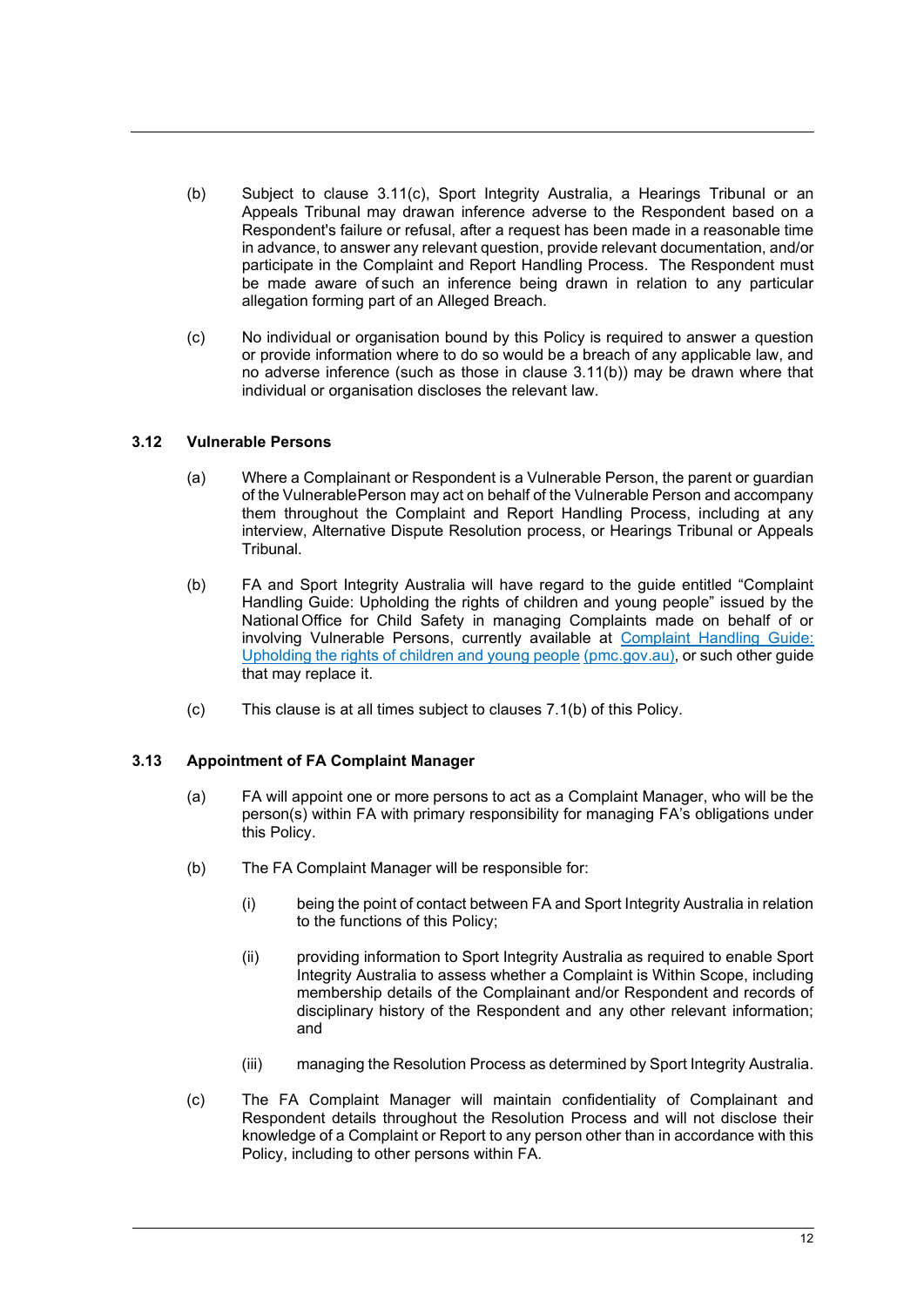(b) Subject to clause 3.11(c), Sport Integrity Australia, a Hearings Tribunal or an Appeals Tribunal may drawan inference adverse to the Respondent based on a Respondent's failure or refusal, after a request has been made in a reasonable time in advance, to answer any relevant question, provide relevant documentation, and/or participate in the Complaint and Report Handling Process. The Respondent must be made aware of such an inference being drawn in relation to any particular allegation forming part of an Alleged Breach.

(c) No individual or organisation bound by this Policy is required to answer a question or provide information where to do so would be a breach of any applicable law, and no adverse inference (such as those in clause 3.11(b)) may be drawn where that individual or organisation discloses the relevant law.

### 3.12 Vulnerable Persons

(a) Where a Complainant or Respondent is a Vulnerable Person, the parent or guardian of the VulnerablePerson may act on behalf of the Vulnerable Person and accompany them throughout the Complaint and Report Handling Process, including at any interview, Alternative Dispute Resolution process, or Hearings Tribunal or Appeals Tribunal.

(b) FA and Sport Integrity Australia will have regard to the guide entitled "Complaint Handling Guide: Upholding the rights of children and young people" issued by the National Office for Child Safety in managing Complaints made on behalf of or involving Vulnerable Persons, currently available at [Complaint Handling Guide: Upholding the rights of children and young people (pmc.gov.au)](), or such other guide that may replace it.

(c) This clause is at all times subject to clauses 7.1(b) of this Policy.

### 3.13 Appointment of FA Complaint Manager

(a) FA will appoint one or more persons to act as a Complaint Manager, who will be the person(s) within FA with primary responsibility for managing FA's obligations under this Policy.

(b) The FA Complaint Manager will be responsible for:

  (i) being the point of contact between FA and Sport Integrity Australia in relation to the functions of this Policy;

  (ii) providing information to Sport Integrity Australia as required to enable Sport Integrity Australia to assess whether a Complaint is Within Scope, including membership details of the Complainant and/or Respondent and records of disciplinary history of the Respondent and any other relevant information; and

  (iii) managing the Resolution Process as determined by Sport Integrity Australia.

(c) The FA Complaint Manager will maintain confidentiality of Complainant and Respondent details throughout the Resolution Process and will not disclose their knowledge of a Complaint or Report to any person other than in accordance with this Policy, including to other persons within FA.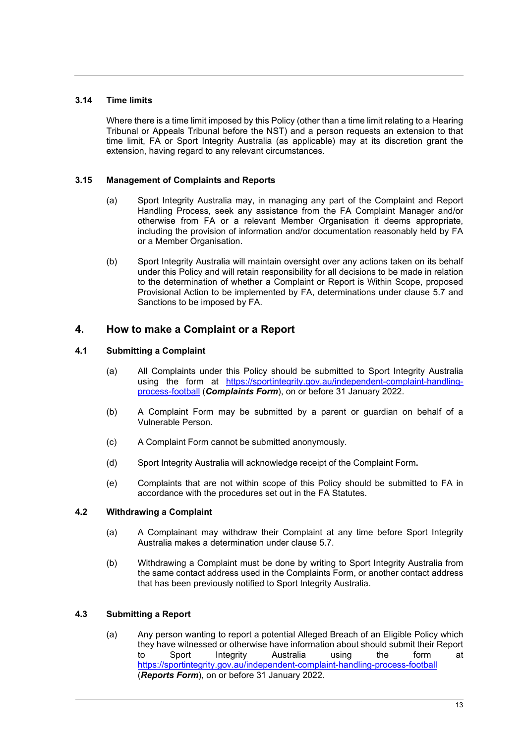### 3.14 Time limits

Where there is a time limit imposed by this Policy (other than a time limit relating to a Hearing Tribunal or Appeals Tribunal before the NST) and a person requests an extension to that time limit, FA or Sport Integrity Australia (as applicable) may at its discretion grant the extension, having regard to any relevant circumstances.

### 3.15 Management of Complaints and Reports

(a) Sport Integrity Australia may, in managing any part of the Complaint and Report Handling Process, seek any assistance from the FA Complaint Manager and/or otherwise from FA or a relevant Member Organisation it deems appropriate, including the provision of information and/or documentation reasonably held by FA or a Member Organisation.

(b) Sport Integrity Australia will maintain oversight over any actions taken on its behalf under this Policy and will retain responsibility for all decisions to be made in relation to the determination of whether a Complaint or Report is Within Scope, proposed Provisional Action to be implemented by FA, determinations under clause 5.7 and Sanctions to be imposed by FA.

## 4. How to make a Complaint or a Report

### 4.1 Submitting a Complaint

(a) All Complaints under this Policy should be submitted to Sport Integrity Australia using the form at https://sportintegrity.gov.au/independent-complaint-handling-process-football (***Complaints Form***), on or before 31 January 2022.

(b) A Complaint Form may be submitted by a parent or guardian on behalf of a Vulnerable Person.

(c) A Complaint Form cannot be submitted anonymously.

(d) Sport Integrity Australia will acknowledge receipt of the Complaint Form.

(e) Complaints that are not within scope of this Policy should be submitted to FA in accordance with the procedures set out in the FA Statutes.

### 4.2 Withdrawing a Complaint

(a) A Complainant may withdraw their Complaint at any time before Sport Integrity Australia makes a determination under clause 5.7.

(b) Withdrawing a Complaint must be done by writing to Sport Integrity Australia from the same contact address used in the Complaints Form, or another contact address that has been previously notified to Sport Integrity Australia.

### 4.3 Submitting a Report

(a) Any person wanting to report a potential Alleged Breach of an Eligible Policy which they have witnessed or otherwise have information about should submit their Report to Sport Integrity Australia using the form at https://sportintegrity.gov.au/independent-complaint-handling-process-football (***Reports Form***), on or before 31 January 2022.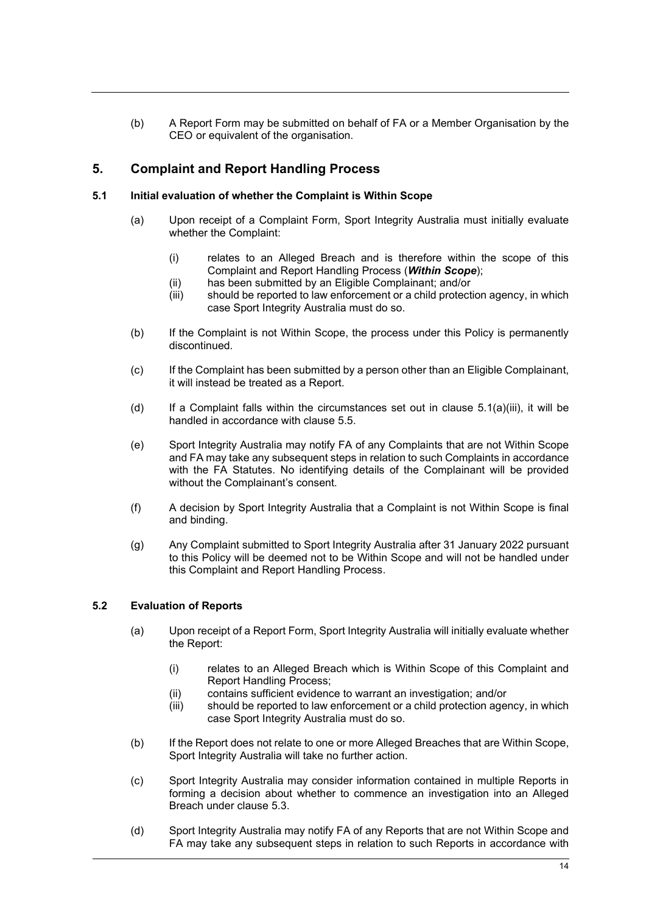(b) A Report Form may be submitted on behalf of FA or a Member Organisation by the CEO or equivalent of the organisation.

## 5. Complaint and Report Handling Process

### 5.1 Initial evaluation of whether the Complaint is Within Scope

(a) Upon receipt of a Complaint Form, Sport Integrity Australia must initially evaluate whether the Complaint:

- (i) relates to an Alleged Breach and is therefore within the scope of this Complaint and Report Handling Process (***Within Scope***);
- (ii) has been submitted by an Eligible Complainant; and/or
- (iii) should be reported to law enforcement or a child protection agency, in which case Sport Integrity Australia must do so.

(b) If the Complaint is not Within Scope, the process under this Policy is permanently discontinued.

(c) If the Complaint has been submitted by a person other than an Eligible Complainant, it will instead be treated as a Report.

(d) If a Complaint falls within the circumstances set out in clause 5.1(a)(iii), it will be handled in accordance with clause 5.5.

(e) Sport Integrity Australia may notify FA of any Complaints that are not Within Scope and FA may take any subsequent steps in relation to such Complaints in accordance with the FA Statutes. No identifying details of the Complainant will be provided without the Complainant's consent.

(f) A decision by Sport Integrity Australia that a Complaint is not Within Scope is final and binding.

(g) Any Complaint submitted to Sport Integrity Australia after 31 January 2022 pursuant to this Policy will be deemed not to be Within Scope and will not be handled under this Complaint and Report Handling Process.

### 5.2 Evaluation of Reports

(a) Upon receipt of a Report Form, Sport Integrity Australia will initially evaluate whether the Report:

- (i) relates to an Alleged Breach which is Within Scope of this Complaint and Report Handling Process;
- (ii) contains sufficient evidence to warrant an investigation; and/or
- (iii) should be reported to law enforcement or a child protection agency, in which case Sport Integrity Australia must do so.

(b) If the Report does not relate to one or more Alleged Breaches that are Within Scope, Sport Integrity Australia will take no further action.

(c) Sport Integrity Australia may consider information contained in multiple Reports in forming a decision about whether to commence an investigation into an Alleged Breach under clause 5.3.

(d) Sport Integrity Australia may notify FA of any Reports that are not Within Scope and FA may take any subsequent steps in relation to such Reports in accordance with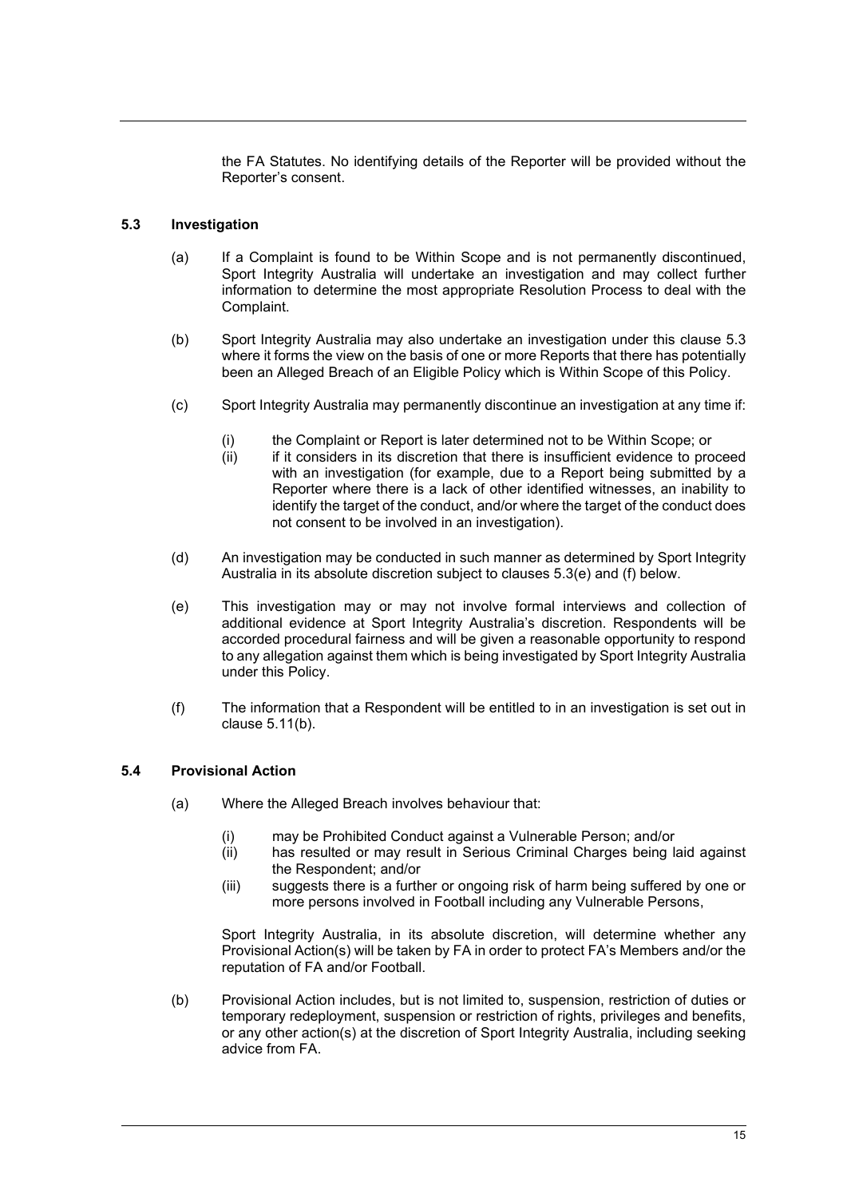the FA Statutes. No identifying details of the Reporter will be provided without the Reporter's consent.

### 5.3 Investigation

(a) If a Complaint is found to be Within Scope and is not permanently discontinued, Sport Integrity Australia will undertake an investigation and may collect further information to determine the most appropriate Resolution Process to deal with the Complaint.

(b) Sport Integrity Australia may also undertake an investigation under this clause 5.3 where it forms the view on the basis of one or more Reports that there has potentially been an Alleged Breach of an Eligible Policy which is Within Scope of this Policy.

(c) Sport Integrity Australia may permanently discontinue an investigation at any time if:

(i) the Complaint or Report is later determined not to be Within Scope; or

(ii) if it considers in its discretion that there is insufficient evidence to proceed with an investigation (for example, due to a Report being submitted by a Reporter where there is a lack of other identified witnesses, an inability to identify the target of the conduct, and/or where the target of the conduct does not consent to be involved in an investigation).

(d) An investigation may be conducted in such manner as determined by Sport Integrity Australia in its absolute discretion subject to clauses 5.3(e) and (f) below.

(e) This investigation may or may not involve formal interviews and collection of additional evidence at Sport Integrity Australia's discretion. Respondents will be accorded procedural fairness and will be given a reasonable opportunity to respond to any allegation against them which is being investigated by Sport Integrity Australia under this Policy.

(f) The information that a Respondent will be entitled to in an investigation is set out in clause 5.11(b).

### 5.4 Provisional Action

(a) Where the Alleged Breach involves behaviour that:

(i) may be Prohibited Conduct against a Vulnerable Person; and/or

(ii) has resulted or may result in Serious Criminal Charges being laid against the Respondent; and/or

(iii) suggests there is a further or ongoing risk of harm being suffered by one or more persons involved in Football including any Vulnerable Persons,

Sport Integrity Australia, in its absolute discretion, will determine whether any Provisional Action(s) will be taken by FA in order to protect FA's Members and/or the reputation of FA and/or Football.

(b) Provisional Action includes, but is not limited to, suspension, restriction of duties or temporary redeployment, suspension or restriction of rights, privileges and benefits, or any other action(s) at the discretion of Sport Integrity Australia, including seeking advice from FA.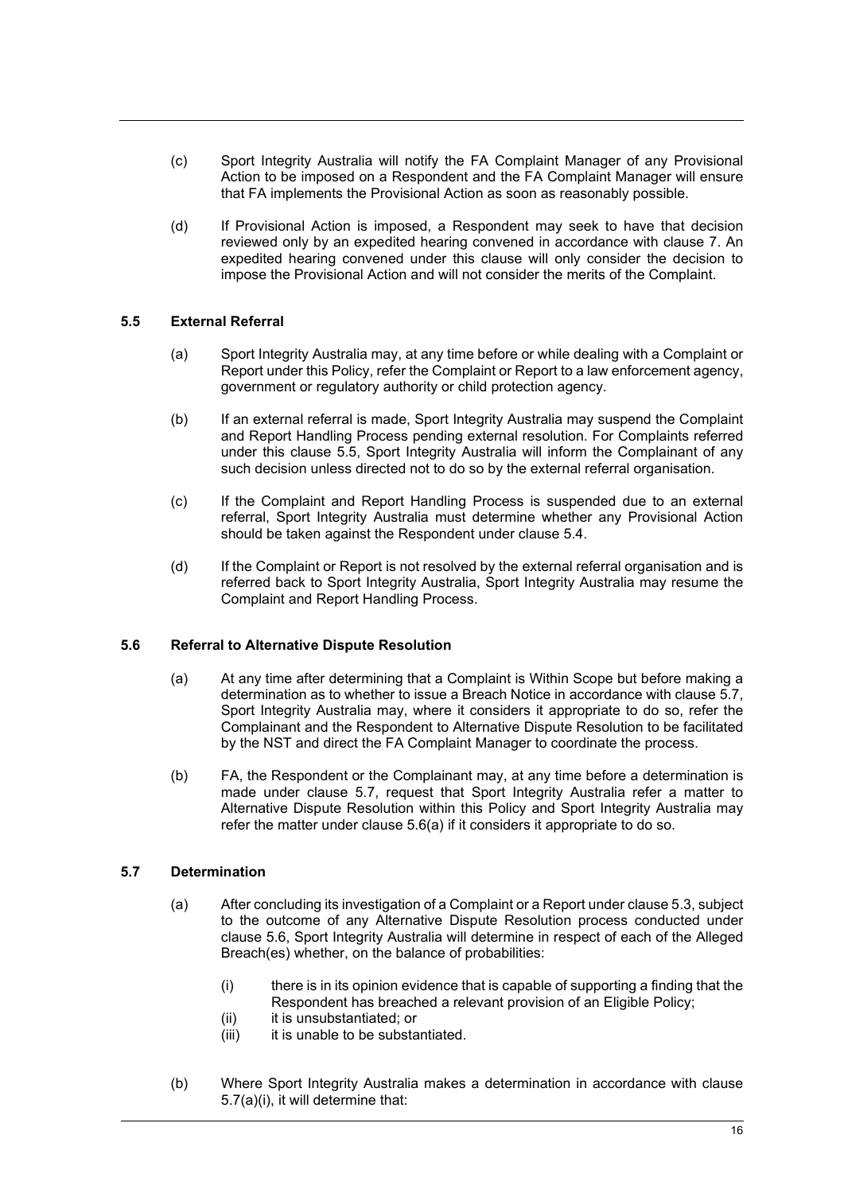(c) Sport Integrity Australia will notify the FA Complaint Manager of any Provisional Action to be imposed on a Respondent and the FA Complaint Manager will ensure that FA implements the Provisional Action as soon as reasonably possible.

(d) If Provisional Action is imposed, a Respondent may seek to have that decision reviewed only by an expedited hearing convened in accordance with clause 7. An expedited hearing convened under this clause will only consider the decision to impose the Provisional Action and will not consider the merits of the Complaint.

### 5.5 External Referral

(a) Sport Integrity Australia may, at any time before or while dealing with a Complaint or Report under this Policy, refer the Complaint or Report to a law enforcement agency, government or regulatory authority or child protection agency.

(b) If an external referral is made, Sport Integrity Australia may suspend the Complaint and Report Handling Process pending external resolution. For Complaints referred under this clause 5.5, Sport Integrity Australia will inform the Complainant of any such decision unless directed not to do so by the external referral organisation.

(c) If the Complaint and Report Handling Process is suspended due to an external referral, Sport Integrity Australia must determine whether any Provisional Action should be taken against the Respondent under clause 5.4.

(d) If the Complaint or Report is not resolved by the external referral organisation and is referred back to Sport Integrity Australia, Sport Integrity Australia may resume the Complaint and Report Handling Process.

### 5.6 Referral to Alternative Dispute Resolution

(a) At any time after determining that a Complaint is Within Scope but before making a determination as to whether to issue a Breach Notice in accordance with clause 5.7, Sport Integrity Australia may, where it considers it appropriate to do so, refer the Complainant and the Respondent to Alternative Dispute Resolution to be facilitated by the NST and direct the FA Complaint Manager to coordinate the process.

(b) FA, the Respondent or the Complainant may, at any time before a determination is made under clause 5.7, request that Sport Integrity Australia refer a matter to Alternative Dispute Resolution within this Policy and Sport Integrity Australia may refer the matter under clause 5.6(a) if it considers it appropriate to do so.

### 5.7 Determination

(a) After concluding its investigation of a Complaint or a Report under clause 5.3, subject to the outcome of any Alternative Dispute Resolution process conducted under clause 5.6, Sport Integrity Australia will determine in respect of each of the Alleged Breach(es) whether, on the balance of probabilities:

   (i) there is in its opinion evidence that is capable of supporting a finding that the Respondent has breached a relevant provision of an Eligible Policy;
   (ii) it is unsubstantiated; or
   (iii) it is unable to be substantiated.

(b) Where Sport Integrity Australia makes a determination in accordance with clause 5.7(a)(i), it will determine that: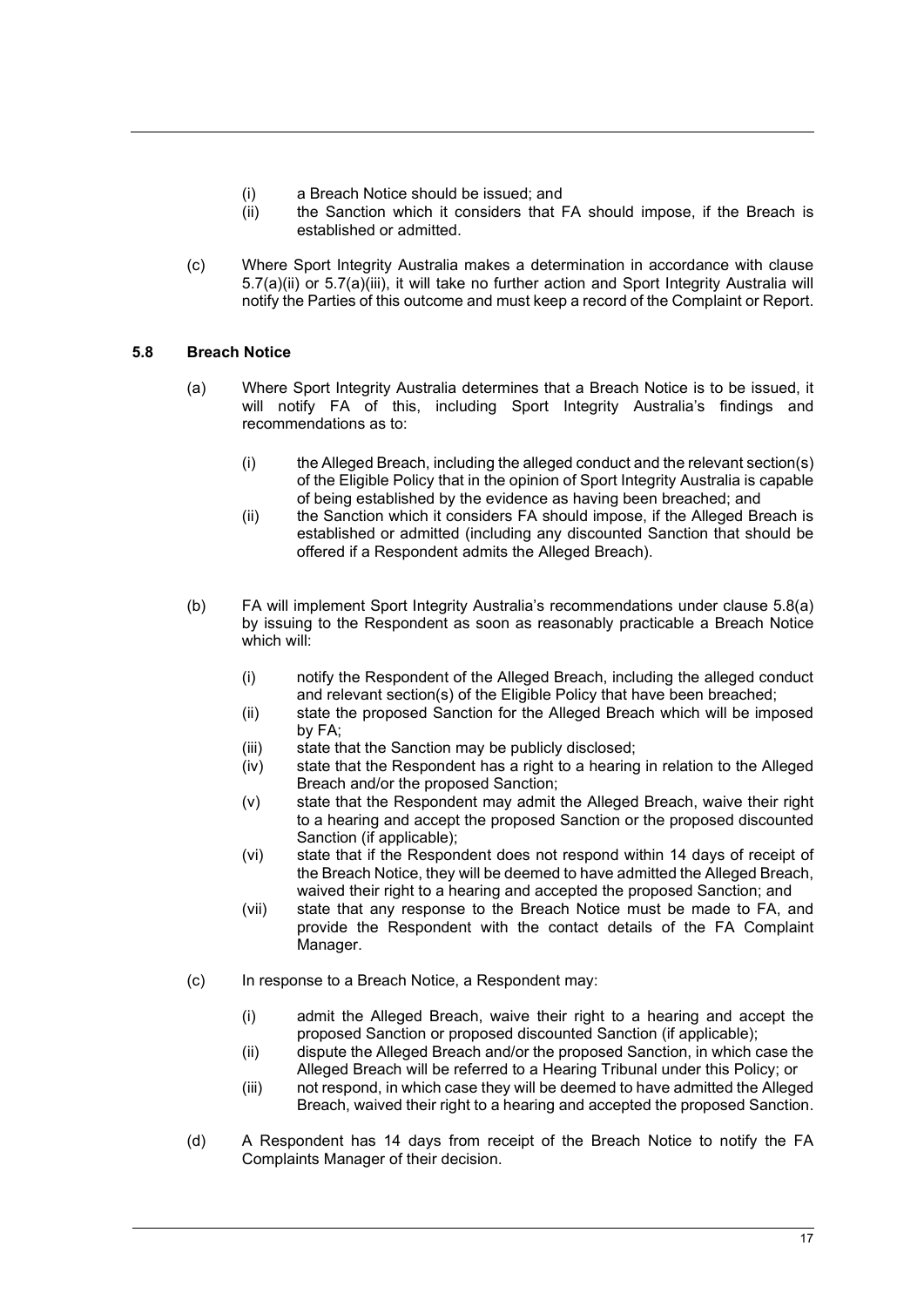(i) a Breach Notice should be issued; and

(ii) the Sanction which it considers that FA should impose, if the Breach is established or admitted.

(c) Where Sport Integrity Australia makes a determination in accordance with clause 5.7(a)(ii) or 5.7(a)(iii), it will take no further action and Sport Integrity Australia will notify the Parties of this outcome and must keep a record of the Complaint or Report.

### 5.8 Breach Notice

(a) Where Sport Integrity Australia determines that a Breach Notice is to be issued, it will notify FA of this, including Sport Integrity Australia's findings and recommendations as to:

(i) the Alleged Breach, including the alleged conduct and the relevant section(s) of the Eligible Policy that in the opinion of Sport Integrity Australia is capable of being established by the evidence as having been breached; and

(ii) the Sanction which it considers FA should impose, if the Alleged Breach is established or admitted (including any discounted Sanction that should be offered if a Respondent admits the Alleged Breach).

(b) FA will implement Sport Integrity Australia's recommendations under clause 5.8(a) by issuing to the Respondent as soon as reasonably practicable a Breach Notice which will:

(i) notify the Respondent of the Alleged Breach, including the alleged conduct and relevant section(s) of the Eligible Policy that have been breached;

(ii) state the proposed Sanction for the Alleged Breach which will be imposed by FA;

(iii) state that the Sanction may be publicly disclosed;

(iv) state that the Respondent has a right to a hearing in relation to the Alleged Breach and/or the proposed Sanction;

(v) state that the Respondent may admit the Alleged Breach, waive their right to a hearing and accept the proposed Sanction or the proposed discounted Sanction (if applicable);

(vi) state that if the Respondent does not respond within 14 days of receipt of the Breach Notice, they will be deemed to have admitted the Alleged Breach, waived their right to a hearing and accepted the proposed Sanction; and

(vii) state that any response to the Breach Notice must be made to FA, and provide the Respondent with the contact details of the FA Complaint Manager.

(c) In response to a Breach Notice, a Respondent may:

(i) admit the Alleged Breach, waive their right to a hearing and accept the proposed Sanction or proposed discounted Sanction (if applicable);

(ii) dispute the Alleged Breach and/or the proposed Sanction, in which case the Alleged Breach will be referred to a Hearing Tribunal under this Policy; or

(iii) not respond, in which case they will be deemed to have admitted the Alleged Breach, waived their right to a hearing and accepted the proposed Sanction.

(d) A Respondent has 14 days from receipt of the Breach Notice to notify the FA Complaints Manager of their decision.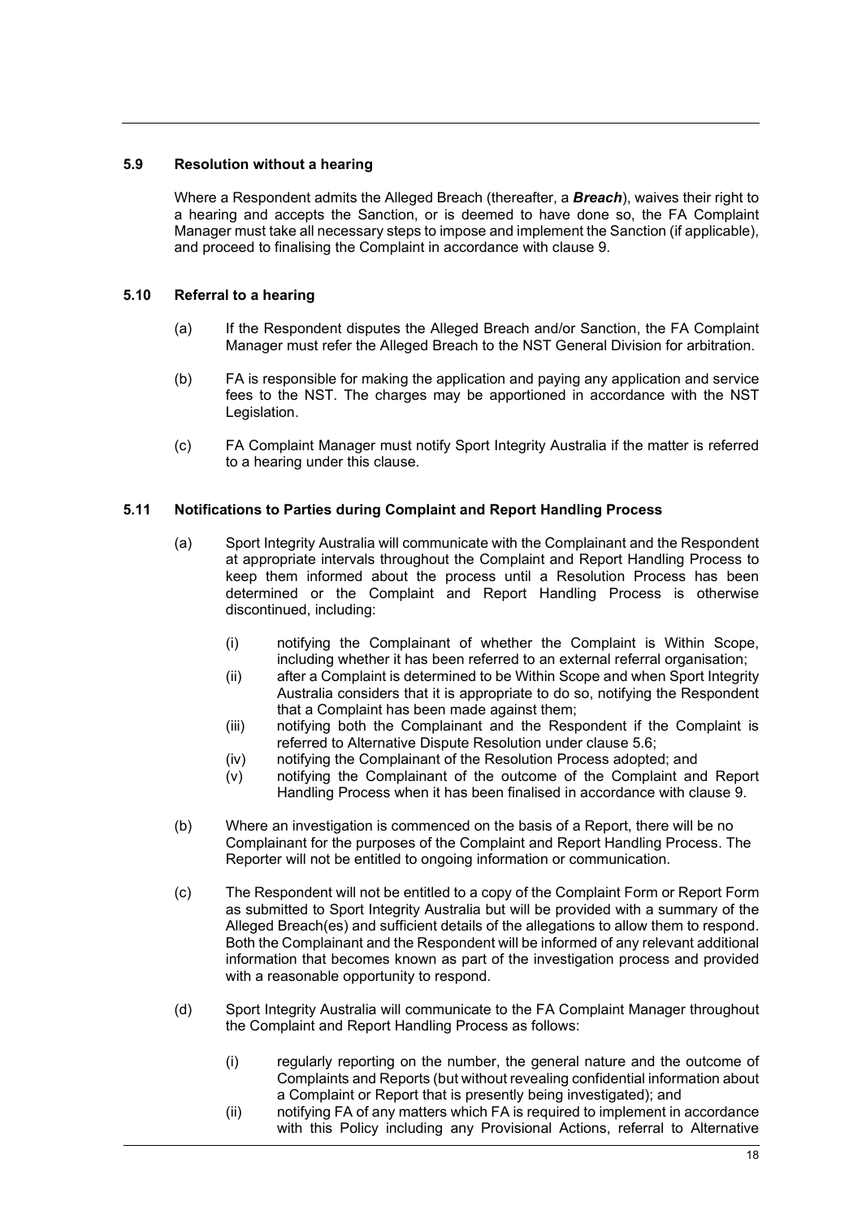### 5.9 Resolution without a hearing

Where a Respondent admits the Alleged Breach (thereafter, a ***Breach***), waives their right to a hearing and accepts the Sanction, or is deemed to have done so, the FA Complaint Manager must take all necessary steps to impose and implement the Sanction (if applicable), and proceed to finalising the Complaint in accordance with clause 9.

### 5.10 Referral to a hearing

(a) If the Respondent disputes the Alleged Breach and/or Sanction, the FA Complaint Manager must refer the Alleged Breach to the NST General Division for arbitration.

(b) FA is responsible for making the application and paying any application and service fees to the NST. The charges may be apportioned in accordance with the NST Legislation.

(c) FA Complaint Manager must notify Sport Integrity Australia if the matter is referred to a hearing under this clause.

### 5.11 Notifications to Parties during Complaint and Report Handling Process

(a) Sport Integrity Australia will communicate with the Complainant and the Respondent at appropriate intervals throughout the Complaint and Report Handling Process to keep them informed about the process until a Resolution Process has been determined or the Complaint and Report Handling Process is otherwise discontinued, including:

  (i) notifying the Complainant of whether the Complaint is Within Scope, including whether it has been referred to an external referral organisation;
  (ii) after a Complaint is determined to be Within Scope and when Sport Integrity Australia considers that it is appropriate to do so, notifying the Respondent that a Complaint has been made against them;
  (iii) notifying both the Complainant and the Respondent if the Complaint is referred to Alternative Dispute Resolution under clause 5.6;
  (iv) notifying the Complainant of the Resolution Process adopted; and
  (v) notifying the Complainant of the outcome of the Complaint and Report Handling Process when it has been finalised in accordance with clause 9.

(b) Where an investigation is commenced on the basis of a Report, there will be no Complainant for the purposes of the Complaint and Report Handling Process. The Reporter will not be entitled to ongoing information or communication.

(c) The Respondent will not be entitled to a copy of the Complaint Form or Report Form as submitted to Sport Integrity Australia but will be provided with a summary of the Alleged Breach(es) and sufficient details of the allegations to allow them to respond. Both the Complainant and the Respondent will be informed of any relevant additional information that becomes known as part of the investigation process and provided with a reasonable opportunity to respond.

(d) Sport Integrity Australia will communicate to the FA Complaint Manager throughout the Complaint and Report Handling Process as follows:

  (i) regularly reporting on the number, the general nature and the outcome of Complaints and Reports (but without revealing confidential information about a Complaint or Report that is presently being investigated); and
  (ii) notifying FA of any matters which FA is required to implement in accordance with this Policy including any Provisional Actions, referral to Alternative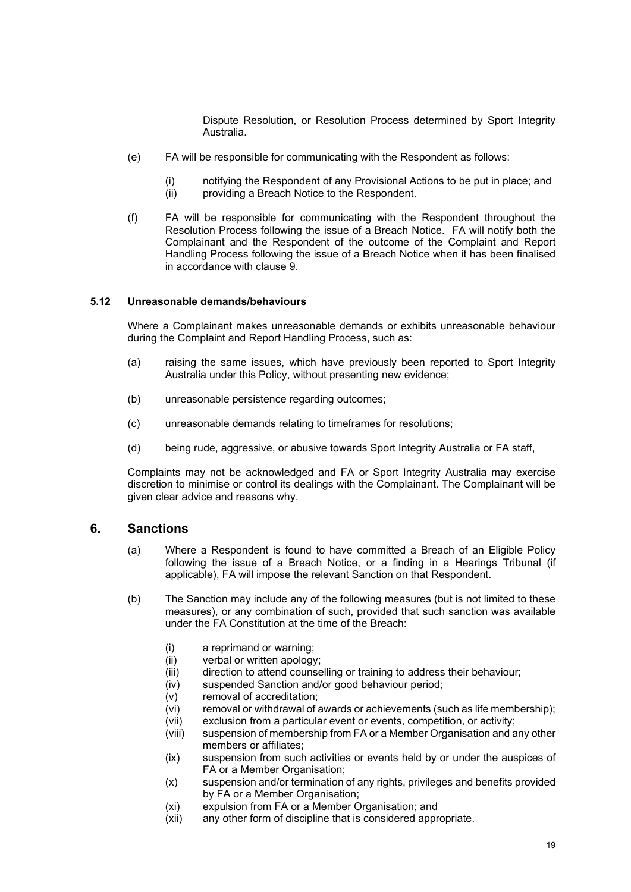Dispute Resolution, or Resolution Process determined by Sport Integrity Australia.

(e) FA will be responsible for communicating with the Respondent as follows:

  (i) notifying the Respondent of any Provisional Actions to be put in place; and
  (ii) providing a Breach Notice to the Respondent.

(f) FA will be responsible for communicating with the Respondent throughout the Resolution Process following the issue of a Breach Notice. FA will notify both the Complainant and the Respondent of the outcome of the Complaint and Report Handling Process following the issue of a Breach Notice when it has been finalised in accordance with clause 9.

### 5.12 Unreasonable demands/behaviours

Where a Complainant makes unreasonable demands or exhibits unreasonable behaviour during the Complaint and Report Handling Process, such as:

(a) raising the same issues, which have previously been reported to Sport Integrity Australia under this Policy, without presenting new evidence;

(b) unreasonable persistence regarding outcomes;

(c) unreasonable demands relating to timeframes for resolutions;

(d) being rude, aggressive, or abusive towards Sport Integrity Australia or FA staff,

Complaints may not be acknowledged and FA or Sport Integrity Australia may exercise discretion to minimise or control its dealings with the Complainant. The Complainant will be given clear advice and reasons why.

## 6. Sanctions

(a) Where a Respondent is found to have committed a Breach of an Eligible Policy following the issue of a Breach Notice, or a finding in a Hearings Tribunal (if applicable), FA will impose the relevant Sanction on that Respondent.

(b) The Sanction may include any of the following measures (but is not limited to these measures), or any combination of such, provided that such sanction was available under the FA Constitution at the time of the Breach:

  (i) a reprimand or warning;
  (ii) verbal or written apology;
  (iii) direction to attend counselling or training to address their behaviour;
  (iv) suspended Sanction and/or good behaviour period;
  (v) removal of accreditation;
  (vi) removal or withdrawal of awards or achievements (such as life membership);
  (vii) exclusion from a particular event or events, competition, or activity;
  (viii) suspension of membership from FA or a Member Organisation and any other members or affiliates;
  (ix) suspension from such activities or events held by or under the auspices of FA or a Member Organisation;
  (x) suspension and/or termination of any rights, privileges and benefits provided by FA or a Member Organisation;
  (xi) expulsion from FA or a Member Organisation; and
  (xii) any other form of discipline that is considered appropriate.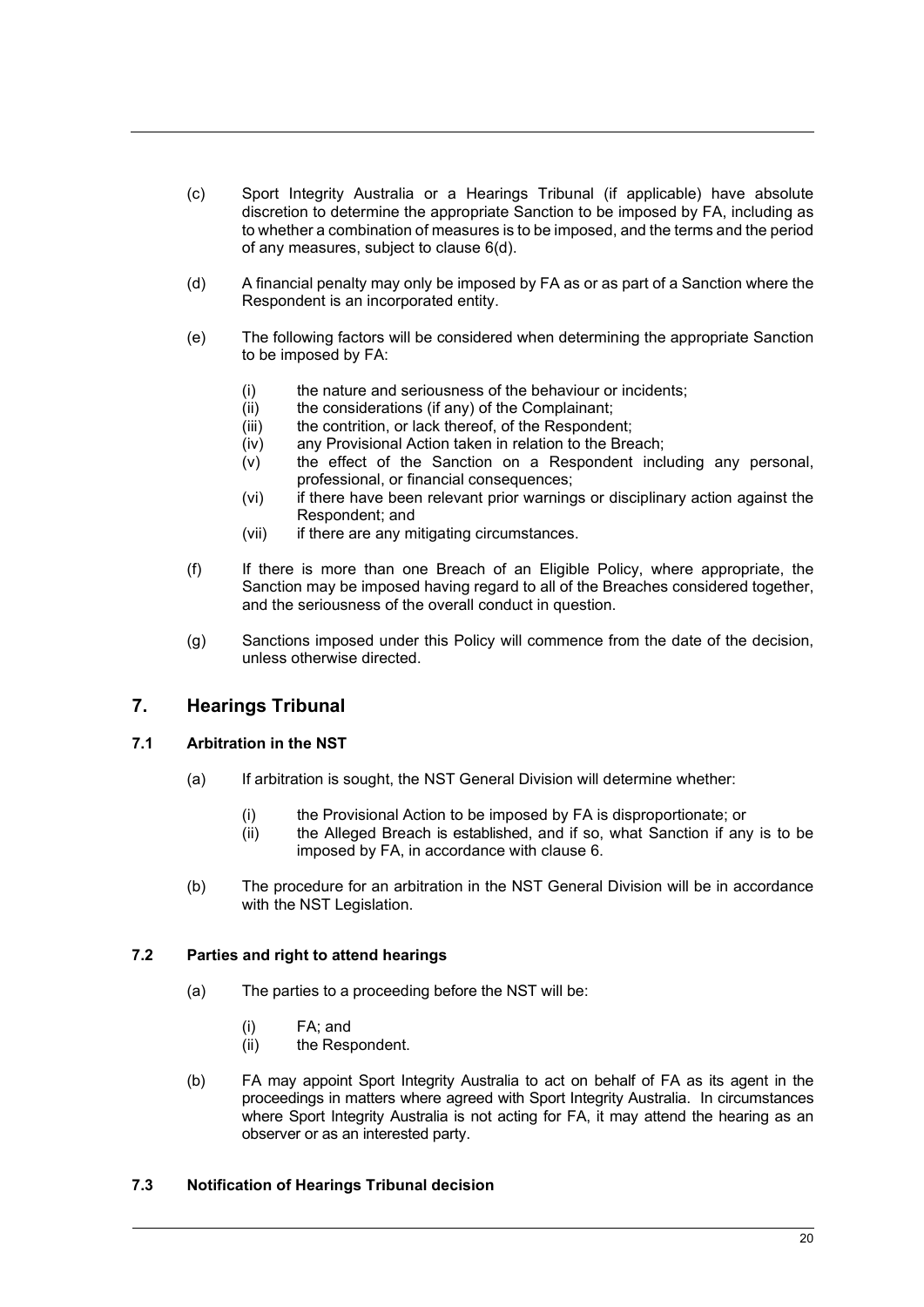(c) Sport Integrity Australia or a Hearings Tribunal (if applicable) have absolute discretion to determine the appropriate Sanction to be imposed by FA, including as to whether a combination of measures is to be imposed, and the terms and the period of any measures, subject to clause 6(d).

(d) A financial penalty may only be imposed by FA as or as part of a Sanction where the Respondent is an incorporated entity.

(e) The following factors will be considered when determining the appropriate Sanction to be imposed by FA:

  (i) the nature and seriousness of the behaviour or incidents;
  (ii) the considerations (if any) of the Complainant;
  (iii) the contrition, or lack thereof, of the Respondent;
  (iv) any Provisional Action taken in relation to the Breach;
  (v) the effect of the Sanction on a Respondent including any personal, professional, or financial consequences;
  (vi) if there have been relevant prior warnings or disciplinary action against the Respondent; and
  (vii) if there are any mitigating circumstances.

(f) If there is more than one Breach of an Eligible Policy, where appropriate, the Sanction may be imposed having regard to all of the Breaches considered together, and the seriousness of the overall conduct in question.

(g) Sanctions imposed under this Policy will commence from the date of the decision, unless otherwise directed.

## 7. Hearings Tribunal

### 7.1 Arbitration in the NST

(a) If arbitration is sought, the NST General Division will determine whether:

  (i) the Provisional Action to be imposed by FA is disproportionate; or
  (ii) the Alleged Breach is established, and if so, what Sanction if any is to be imposed by FA, in accordance with clause 6.

(b) The procedure for an arbitration in the NST General Division will be in accordance with the NST Legislation.

### 7.2 Parties and right to attend hearings

(a) The parties to a proceeding before the NST will be:

  (i) FA; and
  (ii) the Respondent.

(b) FA may appoint Sport Integrity Australia to act on behalf of FA as its agent in the proceedings in matters where agreed with Sport Integrity Australia. In circumstances where Sport Integrity Australia is not acting for FA, it may attend the hearing as an observer or as an interested party.

### 7.3 Notification of Hearings Tribunal decision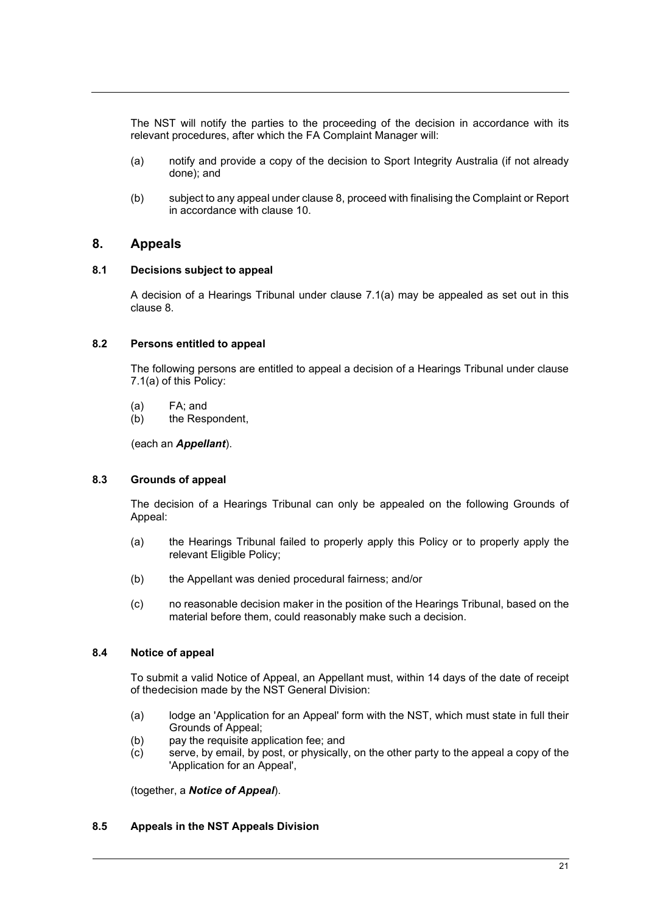The NST will notify the parties to the proceeding of the decision in accordance with its relevant procedures, after which the FA Complaint Manager will:

(a) notify and provide a copy of the decision to Sport Integrity Australia (if not already done); and

(b) subject to any appeal under clause 8, proceed with finalising the Complaint or Report in accordance with clause 10.

## 8. Appeals

### 8.1 Decisions subject to appeal

A decision of a Hearings Tribunal under clause 7.1(a) may be appealed as set out in this clause 8.

### 8.2 Persons entitled to appeal

The following persons are entitled to appeal a decision of a Hearings Tribunal under clause 7.1(a) of this Policy:

(a) FA; and
(b) the Respondent,

(each an ***Appellant***).

### 8.3 Grounds of appeal

The decision of a Hearings Tribunal can only be appealed on the following Grounds of Appeal:

(a) the Hearings Tribunal failed to properly apply this Policy or to properly apply the relevant Eligible Policy;

(b) the Appellant was denied procedural fairness; and/or

(c) no reasonable decision maker in the position of the Hearings Tribunal, based on the material before them, could reasonably make such a decision.

### 8.4 Notice of appeal

To submit a valid Notice of Appeal, an Appellant must, within 14 days of the date of receipt of thedecision made by the NST General Division:

(a) lodge an 'Application for an Appeal' form with the NST, which must state in full their Grounds of Appeal;
(b) pay the requisite application fee; and
(c) serve, by email, by post, or physically, on the other party to the appeal a copy of the 'Application for an Appeal',

(together, a ***Notice of Appeal***).

### 8.5 Appeals in the NST Appeals Division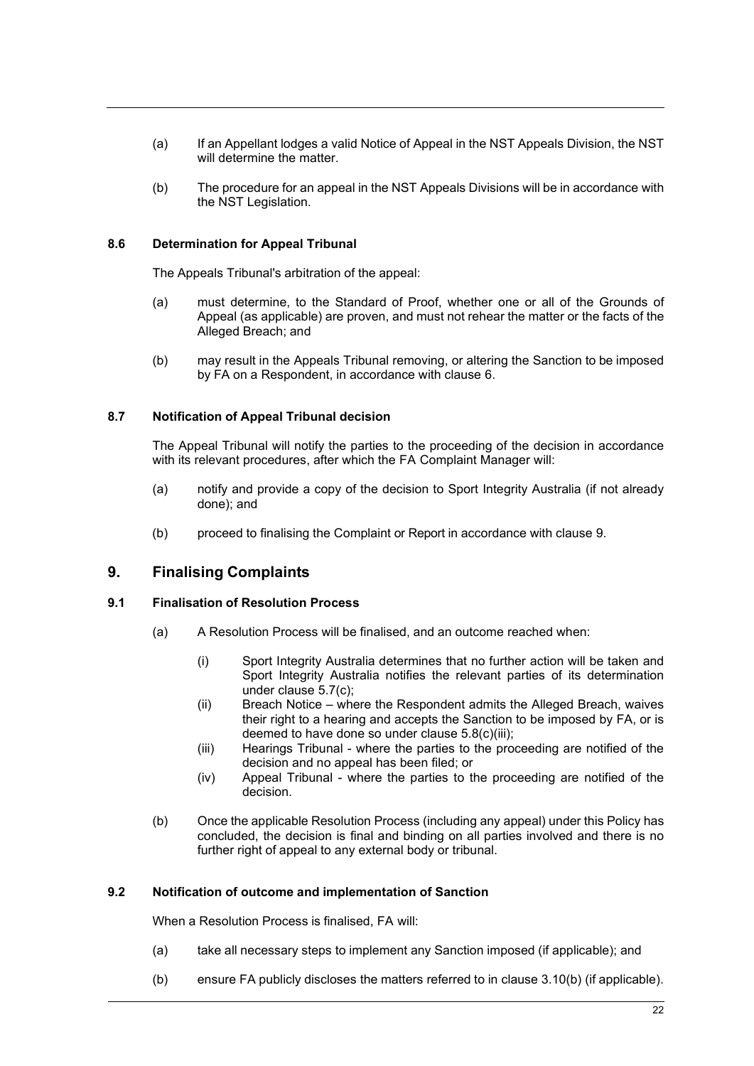(a) If an Appellant lodges a valid Notice of Appeal in the NST Appeals Division, the NST will determine the matter.

(b) The procedure for an appeal in the NST Appeals Divisions will be in accordance with the NST Legislation.

### 8.6 Determination for Appeal Tribunal

The Appeals Tribunal's arbitration of the appeal:

(a) must determine, to the Standard of Proof, whether one or all of the Grounds of Appeal (as applicable) are proven, and must not rehear the matter or the facts of the Alleged Breach; and

(b) may result in the Appeals Tribunal removing, or altering the Sanction to be imposed by FA on a Respondent, in accordance with clause 6.

### 8.7 Notification of Appeal Tribunal decision

The Appeal Tribunal will notify the parties to the proceeding of the decision in accordance with its relevant procedures, after which the FA Complaint Manager will:

(a) notify and provide a copy of the decision to Sport Integrity Australia (if not already done); and

(b) proceed to finalising the Complaint or Report in accordance with clause 9.

## 9. Finalising Complaints

### 9.1 Finalisation of Resolution Process

(a) A Resolution Process will be finalised, and an outcome reached when:

(i) Sport Integrity Australia determines that no further action will be taken and Sport Integrity Australia notifies the relevant parties of its determination under clause 5.7(c);

(ii) Breach Notice – where the Respondent admits the Alleged Breach, waives their right to a hearing and accepts the Sanction to be imposed by FA, or is deemed to have done so under clause 5.8(c)(iii);

(iii) Hearings Tribunal - where the parties to the proceeding are notified of the decision and no appeal has been filed; or

(iv) Appeal Tribunal - where the parties to the proceeding are notified of the decision.

(b) Once the applicable Resolution Process (including any appeal) under this Policy has concluded, the decision is final and binding on all parties involved and there is no further right of appeal to any external body or tribunal.

### 9.2 Notification of outcome and implementation of Sanction

When a Resolution Process is finalised, FA will:

(a) take all necessary steps to implement any Sanction imposed (if applicable); and

(b) ensure FA publicly discloses the matters referred to in clause 3.10(b) (if applicable).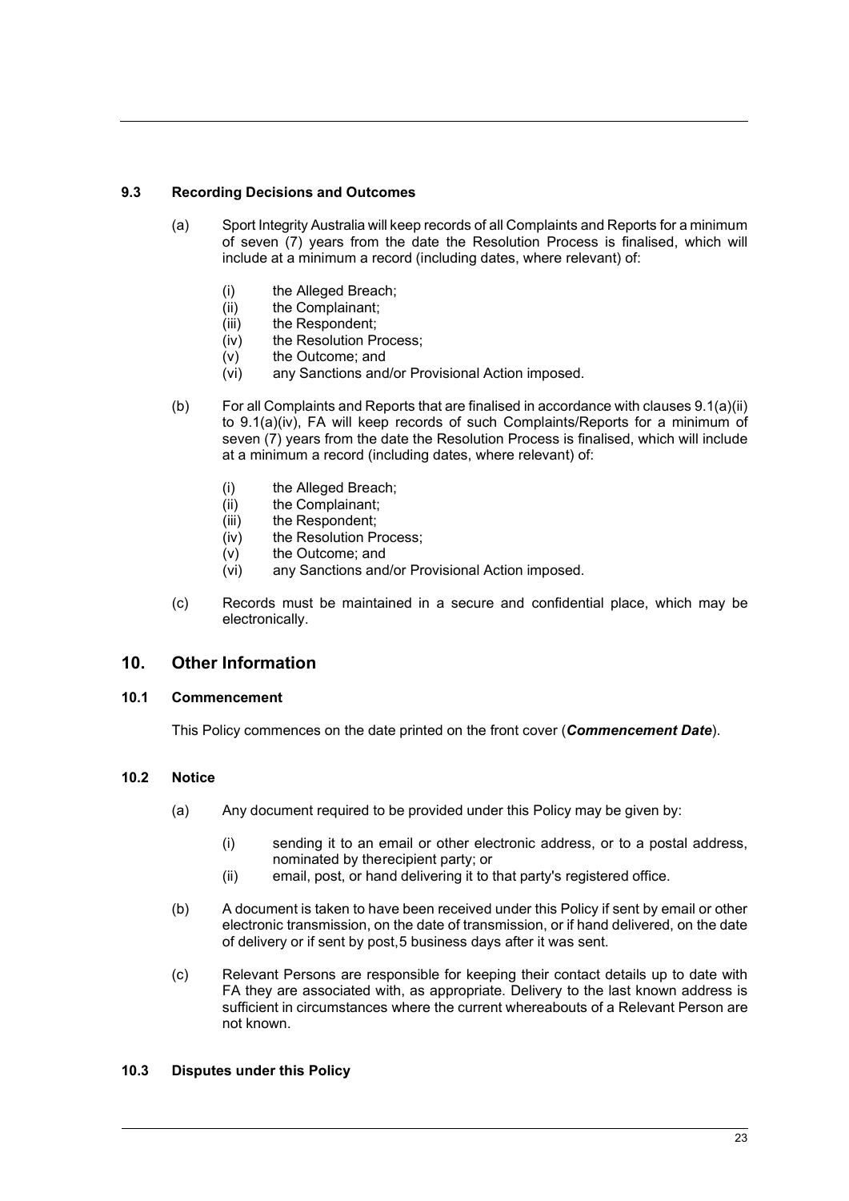### 9.3 Recording Decisions and Outcomes

(a) Sport Integrity Australia will keep records of all Complaints and Reports for a minimum of seven (7) years from the date the Resolution Process is finalised, which will include at a minimum a record (including dates, where relevant) of:

(i) the Alleged Breach;
(ii) the Complainant;
(iii) the Respondent;
(iv) the Resolution Process;
(v) the Outcome; and
(vi) any Sanctions and/or Provisional Action imposed.

(b) For all Complaints and Reports that are finalised in accordance with clauses 9.1(a)(ii) to 9.1(a)(iv), FA will keep records of such Complaints/Reports for a minimum of seven (7) years from the date the Resolution Process is finalised, which will include at a minimum a record (including dates, where relevant) of:

(i) the Alleged Breach;
(ii) the Complainant;
(iii) the Respondent;
(iv) the Resolution Process;
(v) the Outcome; and
(vi) any Sanctions and/or Provisional Action imposed.

(c) Records must be maintained in a secure and confidential place, which may be electronically.

## 10. Other Information

### 10.1 Commencement

This Policy commences on the date printed on the front cover (***Commencement Date***).

### 10.2 Notice

(a) Any document required to be provided under this Policy may be given by:

(i) sending it to an email or other electronic address, or to a postal address, nominated by therecipient party; or
(ii) email, post, or hand delivering it to that party's registered office.

(b) A document is taken to have been received under this Policy if sent by email or other electronic transmission, on the date of transmission, or if hand delivered, on the date of delivery or if sent by post,5 business days after it was sent.

(c) Relevant Persons are responsible for keeping their contact details up to date with FA they are associated with, as appropriate. Delivery to the last known address is sufficient in circumstances where the current whereabouts of a Relevant Person are not known.

### 10.3 Disputes under this Policy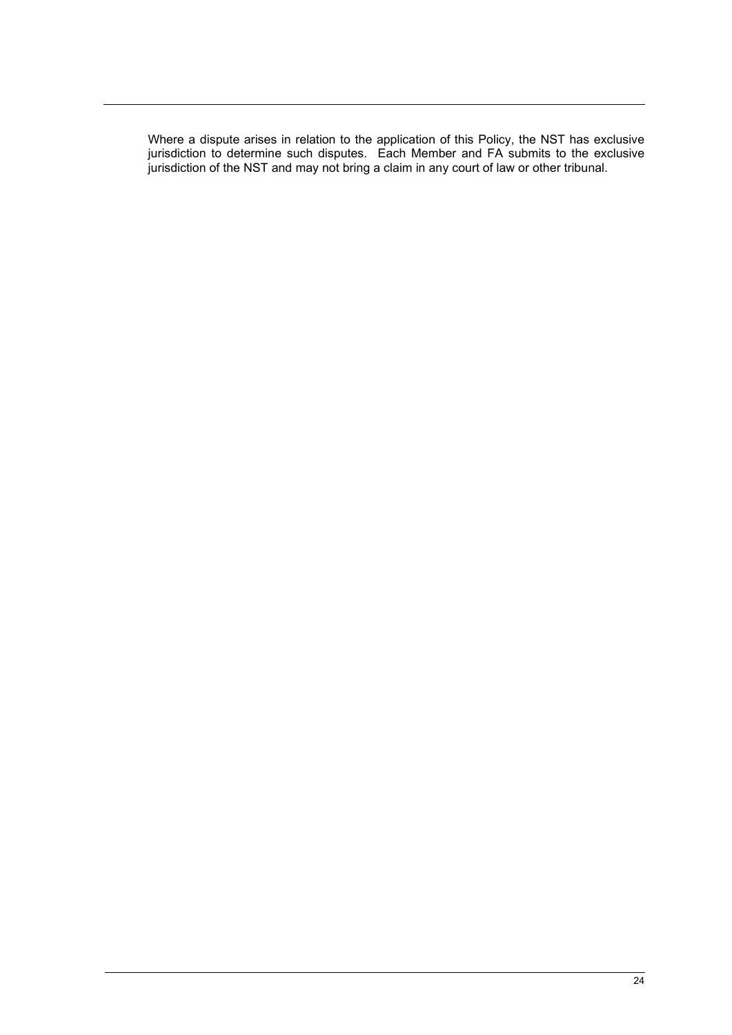Where a dispute arises in relation to the application of this Policy, the NST has exclusive jurisdiction to determine such disputes. Each Member and FA submits to the exclusive jurisdiction of the NST and may not bring a claim in any court of law or other tribunal.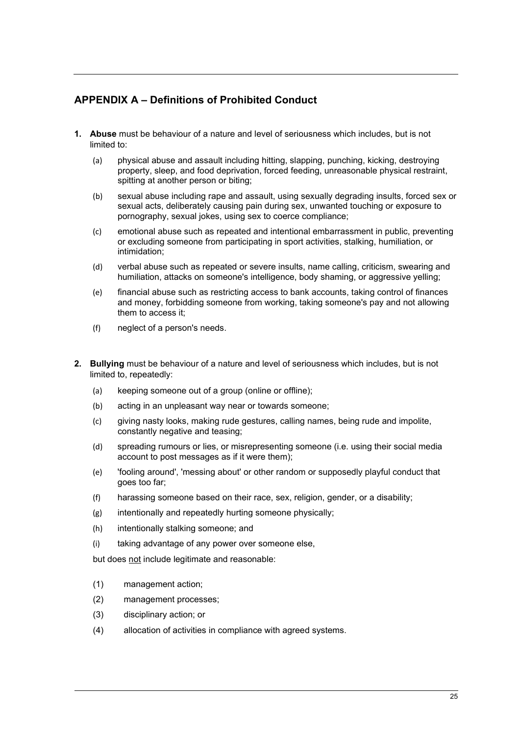## APPENDIX A – Definitions of Prohibited Conduct

1. **Abuse** must be behaviour of a nature and level of seriousness which includes, but is not limited to:

   (a) physical abuse and assault including hitting, slapping, punching, kicking, destroying property, sleep, and food deprivation, forced feeding, unreasonable physical restraint, spitting at another person or biting;

   (b) sexual abuse including rape and assault, using sexually degrading insults, forced sex or sexual acts, deliberately causing pain during sex, unwanted touching or exposure to pornography, sexual jokes, using sex to coerce compliance;

   (c) emotional abuse such as repeated and intentional embarrassment in public, preventing or excluding someone from participating in sport activities, stalking, humiliation, or intimidation;

   (d) verbal abuse such as repeated or severe insults, name calling, criticism, swearing and humiliation, attacks on someone's intelligence, body shaming, or aggressive yelling;

   (e) financial abuse such as restricting access to bank accounts, taking control of finances and money, forbidding someone from working, taking someone's pay and not allowing them to access it;

   (f) neglect of a person's needs.

2. **Bullying** must be behaviour of a nature and level of seriousness which includes, but is not limited to, repeatedly:

   (a) keeping someone out of a group (online or offline);

   (b) acting in an unpleasant way near or towards someone;

   (c) giving nasty looks, making rude gestures, calling names, being rude and impolite, constantly negative and teasing;

   (d) spreading rumours or lies, or misrepresenting someone (i.e. using their social media account to post messages as if it were them);

   (e) 'fooling around', 'messing about' or other random or supposedly playful conduct that goes too far;

   (f) harassing someone based on their race, sex, religion, gender, or a disability;

   (g) intentionally and repeatedly hurting someone physically;

   (h) intentionally stalking someone; and

   (i) taking advantage of any power over someone else,

   but does <u>not</u> include legitimate and reasonable:

   (1) management action;

   (2) management processes;

   (3) disciplinary action; or

   (4) allocation of activities in compliance with agreed systems.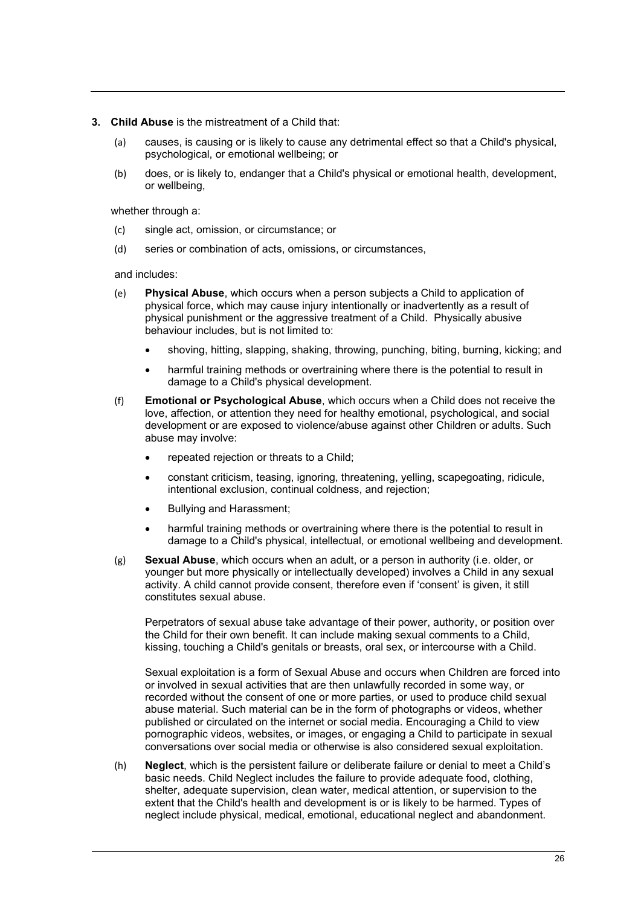3. **Child Abuse** is the mistreatment of a Child that:

   (a) causes, is causing or is likely to cause any detrimental effect so that a Child's physical, psychological, or emotional wellbeing; or

   (b) does, or is likely to, endanger that a Child's physical or emotional health, development, or wellbeing,

   whether through a:

   (c) single act, omission, or circumstance; or

   (d) series or combination of acts, omissions, or circumstances,

   and includes:

   (e) **Physical Abuse**, which occurs when a person subjects a Child to application of physical force, which may cause injury intentionally or inadvertently as a result of physical punishment or the aggressive treatment of a Child. Physically abusive behaviour includes, but is not limited to:

   - shoving, hitting, slapping, shaking, throwing, punching, biting, burning, kicking; and
   - harmful training methods or overtraining where there is the potential to result in damage to a Child's physical development.

   (f) **Emotional or Psychological Abuse**, which occurs when a Child does not receive the love, affection, or attention they need for healthy emotional, psychological, and social development or are exposed to violence/abuse against other Children or adults. Such abuse may involve:

   - repeated rejection or threats to a Child;
   - constant criticism, teasing, ignoring, threatening, yelling, scapegoating, ridicule, intentional exclusion, continual coldness, and rejection;
   - Bullying and Harassment;
   - harmful training methods or overtraining where there is the potential to result in damage to a Child's physical, intellectual, or emotional wellbeing and development.

   (g) **Sexual Abuse**, which occurs when an adult, or a person in authority (i.e. older, or younger but more physically or intellectually developed) involves a Child in any sexual activity. A child cannot provide consent, therefore even if 'consent' is given, it still constitutes sexual abuse.

   Perpetrators of sexual abuse take advantage of their power, authority, or position over the Child for their own benefit. It can include making sexual comments to a Child, kissing, touching a Child's genitals or breasts, oral sex, or intercourse with a Child.

   Sexual exploitation is a form of Sexual Abuse and occurs when Children are forced into or involved in sexual activities that are then unlawfully recorded in some way, or recorded without the consent of one or more parties, or used to produce child sexual abuse material. Such material can be in the form of photographs or videos, whether published or circulated on the internet or social media. Encouraging a Child to view pornographic videos, websites, or images, or engaging a Child to participate in sexual conversations over social media or otherwise is also considered sexual exploitation.

   (h) **Neglect**, which is the persistent failure or deliberate failure or denial to meet a Child's basic needs. Child Neglect includes the failure to provide adequate food, clothing, shelter, adequate supervision, clean water, medical attention, or supervision to the extent that the Child's health and development is or is likely to be harmed. Types of neglect include physical, medical, emotional, educational neglect and abandonment.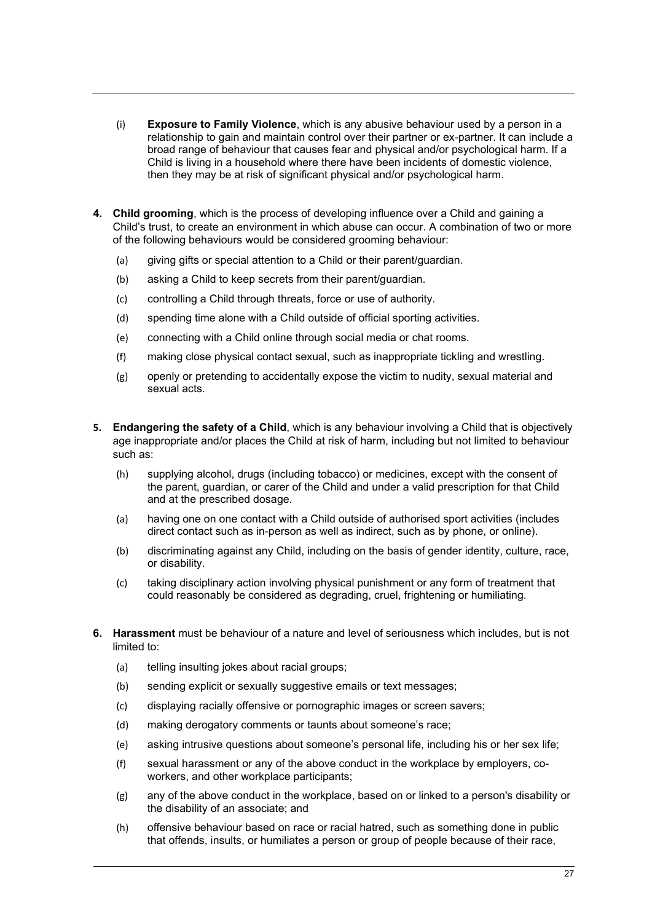(i) **Exposure to Family Violence**, which is any abusive behaviour used by a person in a relationship to gain and maintain control over their partner or ex-partner. It can include a broad range of behaviour that causes fear and physical and/or psychological harm. If a Child is living in a household where there have been incidents of domestic violence, then they may be at risk of significant physical and/or psychological harm.

**4. Child grooming**, which is the process of developing influence over a Child and gaining a Child's trust, to create an environment in which abuse can occur. A combination of two or more of the following behaviours would be considered grooming behaviour:

(a) giving gifts or special attention to a Child or their parent/guardian.

(b) asking a Child to keep secrets from their parent/guardian.

(c) controlling a Child through threats, force or use of authority.

(d) spending time alone with a Child outside of official sporting activities.

(e) connecting with a Child online through social media or chat rooms.

(f) making close physical contact sexual, such as inappropriate tickling and wrestling.

(g) openly or pretending to accidentally expose the victim to nudity, sexual material and sexual acts.

**5. Endangering the safety of a Child**, which is any behaviour involving a Child that is objectively age inappropriate and/or places the Child at risk of harm, including but not limited to behaviour such as:

(h) supplying alcohol, drugs (including tobacco) or medicines, except with the consent of the parent, guardian, or carer of the Child and under a valid prescription for that Child and at the prescribed dosage.

(a) having one on one contact with a Child outside of authorised sport activities (includes direct contact such as in-person as well as indirect, such as by phone, or online).

(b) discriminating against any Child, including on the basis of gender identity, culture, race, or disability.

(c) taking disciplinary action involving physical punishment or any form of treatment that could reasonably be considered as degrading, cruel, frightening or humiliating.

**6. Harassment** must be behaviour of a nature and level of seriousness which includes, but is not limited to:

(a) telling insulting jokes about racial groups;

(b) sending explicit or sexually suggestive emails or text messages;

(c) displaying racially offensive or pornographic images or screen savers;

(d) making derogatory comments or taunts about someone's race;

(e) asking intrusive questions about someone's personal life, including his or her sex life;

(f) sexual harassment or any of the above conduct in the workplace by employers, co-workers, and other workplace participants;

(g) any of the above conduct in the workplace, based on or linked to a person's disability or the disability of an associate; and

(h) offensive behaviour based on race or racial hatred, such as something done in public that offends, insults, or humiliates a person or group of people because of their race,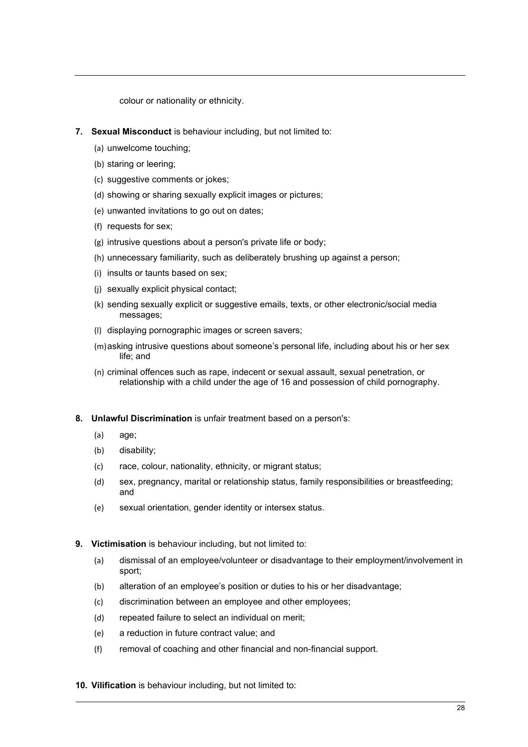colour or nationality or ethnicity.

7. **Sexual Misconduct** is behaviour including, but not limited to:

   (a) unwelcome touching;

   (b) staring or leering;

   (c) suggestive comments or jokes;

   (d) showing or sharing sexually explicit images or pictures;

   (e) unwanted invitations to go out on dates;

   (f) requests for sex;

   (g) intrusive questions about a person's private life or body;

   (h) unnecessary familiarity, such as deliberately brushing up against a person;

   (i) insults or taunts based on sex;

   (j) sexually explicit physical contact;

   (k) sending sexually explicit or suggestive emails, texts, or other electronic/social media messages;

   (l) displaying pornographic images or screen savers;

   (m) asking intrusive questions about someone's personal life, including about his or her sex life; and

   (n) criminal offences such as rape, indecent or sexual assault, sexual penetration, or relationship with a child under the age of 16 and possession of child pornography.

8. **Unlawful Discrimination** is unfair treatment based on a person's:

   (a) age;

   (b) disability;

   (c) race, colour, nationality, ethnicity, or migrant status;

   (d) sex, pregnancy, marital or relationship status, family responsibilities or breastfeeding; and

   (e) sexual orientation, gender identity or intersex status.

9. **Victimisation** is behaviour including, but not limited to:

   (a) dismissal of an employee/volunteer or disadvantage to their employment/involvement in sport;

   (b) alteration of an employee's position or duties to his or her disadvantage;

   (c) discrimination between an employee and other employees;

   (d) repeated failure to select an individual on merit;

   (e) a reduction in future contract value; and

   (f) removal of coaching and other financial and non-financial support.

10. **Vilification** is behaviour including, but not limited to: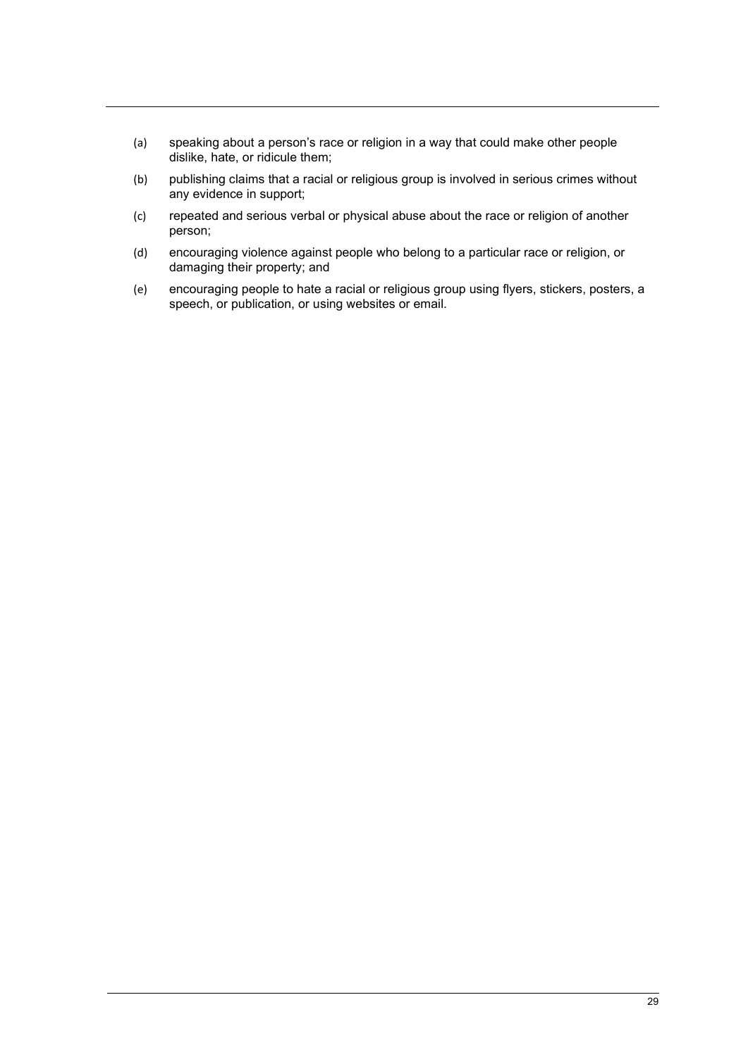(a) speaking about a person's race or religion in a way that could make other people dislike, hate, or ridicule them;

(b) publishing claims that a racial or religious group is involved in serious crimes without any evidence in support;

(c) repeated and serious verbal or physical abuse about the race or religion of another person;

(d) encouraging violence against people who belong to a particular race or religion, or damaging their property; and

(e) encouraging people to hate a racial or religious group using flyers, stickers, posters, a speech, or publication, or using websites or email.